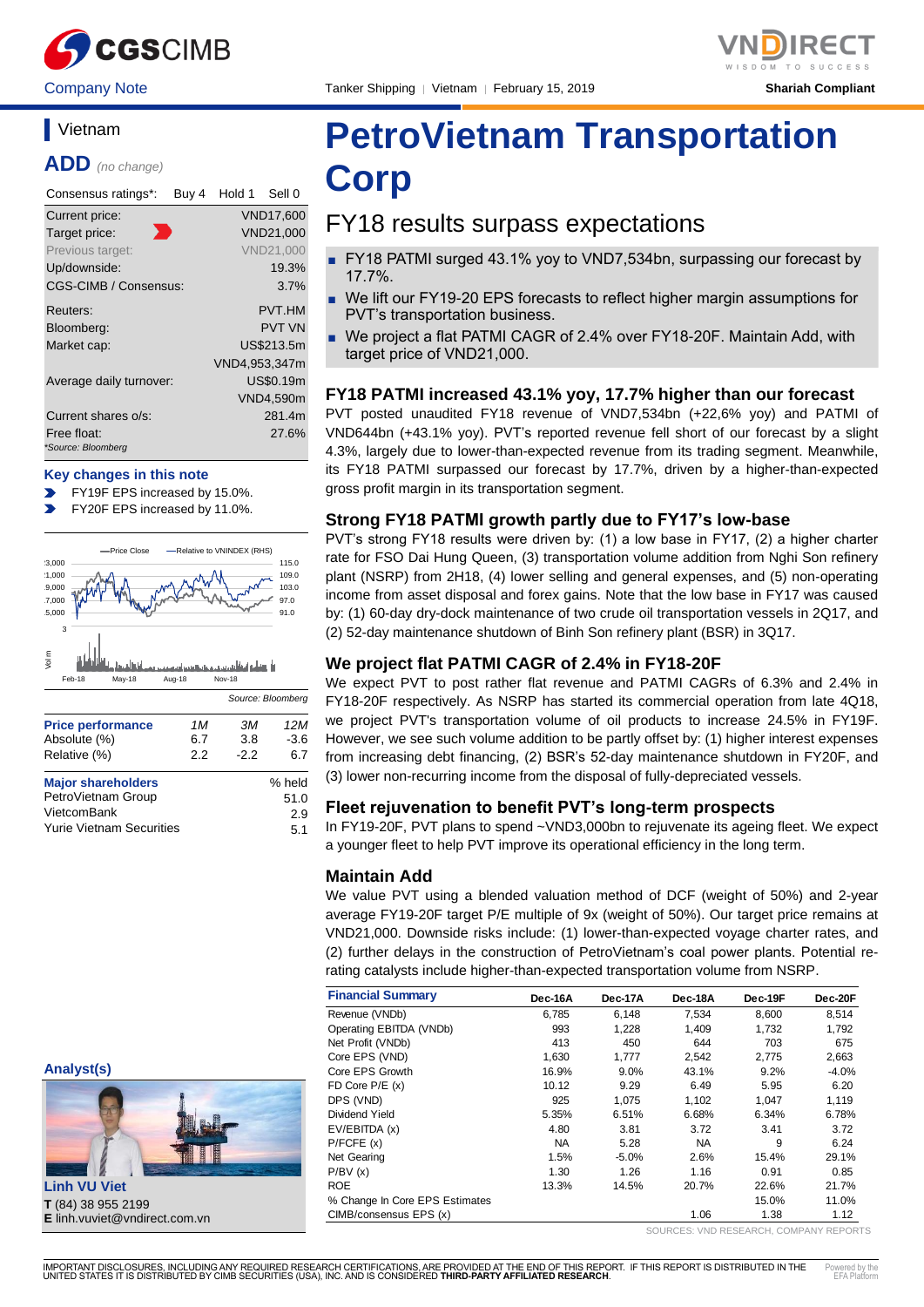Company Note | Tanker Shipping | Vietnam | February 15, 2019 | Shariah Compliant

# PetroVietnam Transportation Corp

## FY18 results surpass expectations

- FY18 PATMI surged 43.1% yoy to VND7,534bn, surpassing our forecast by 17.7%.
- We lift our FY19-20 EPS forecasts to reflect higher margin assumptions for PVT's transportation business.
- We project a flat PATMI CAGR of 2.4% over FY18-20F. Maintain Add, with target price of VND21,000.

### Vietnam

**ADD** *(no change)*

| Consensus ratings*: | Buy 4 | Hold 1 | Sell 0 |
|---|---|---|---|

| | |
|---|---|
| Current price: | VND17,600 |
| Target price: | VND21,000 |
| Previous target: | VND21,000 |
| Up/downside: | 19.3% |
| CGS-CIMB / Consensus: | 3.7% |
| Reuters: | PVT.HM |
| Bloomberg: | PVT VN |
| Market cap: | US$213.5m |
| | VND4,953,347m |
| Average daily turnover: | US$0.19m |
| | VND4,590m |
| Current shares o/s: | 281.4m |
| Free float: | 27.6% |

*Source: Bloomberg

**Key changes in this note**

- FY19F EPS increased by 15.0%.
- FY20F EPS increased by 11.0%.

Source: Bloomberg

| Price performance | 1M | 3M | 12M |
|---|---|---|---|
| Absolute (%) | 6.7 | 3.8 | -3.6 |
| Relative (%) | 2.2 | -2.2 | 6.7 |

| Major shareholders | % held |
|---|---|
| PetroVietnam Group | 51.0 |
| VietcomBank | 2.9 |
| Yurie Vietnam Securities | 5.1 |

**Analyst(s)**

**Linh VU Viet**
**T** (84) 38 955 2199
**E** linh.vuviet@vndirect.com.vn

### FY18 PATMI increased 43.1% yoy, 17.7% higher than our forecast

PVT posted unaudited FY18 revenue of VND7,534bn (+22,6% yoy) and PATMI of VND644bn (+43.1% yoy). PVT's reported revenue fell short of our forecast by a slight 4.3%, largely due to lower-than-expected revenue from its trading segment. Meanwhile, its FY18 PATMI surpassed our forecast by 17.7%, driven by a higher-than-expected gross profit margin in its transportation segment.

### Strong FY18 PATMI growth partly due to FY17's low-base

PVT's strong FY18 results were driven by: (1) a low base in FY17, (2) a higher charter rate for FSO Dai Hung Queen, (3) transportation volume addition from Nghi Son refinery plant (NSRP) from 2H18, (4) lower selling and general expenses, and (5) non-operating income from asset disposal and forex gains. Note that the low base in FY17 was caused by: (1) 60-day dry-dock maintenance of two crude oil transportation vessels in 2Q17, and (2) 52-day maintenance shutdown of Binh Son refinery plant (BSR) in 3Q17.

### We project flat PATMI CAGR of 2.4% in FY18-20F

We expect PVT to post rather flat revenue and PATMI CAGRs of 6.3% and 2.4% in FY18-20F respectively. As NSRP has started its commercial operation from late 4Q18, we project PVT's transportation volume of oil products to increase 24.5% in FY19F. However, we see such volume addition to be partly offset by: (1) higher interest expenses from increasing debt financing, (2) BSR's 52-day maintenance shutdown in FY20F, and (3) lower non-recurring income from the disposal of fully-depreciated vessels.

### Fleet rejuvenation to benefit PVT's long-term prospects

In FY19-20F, PVT plans to spend ~VND3,000bn to rejuvenate its ageing fleet. We expect a younger fleet to help PVT improve its operational efficiency in the long term.

### Maintain Add

We value PVT using a blended valuation method of DCF (weight of 50%) and 2-year average FY19-20F target P/E multiple of 9x (weight of 50%). Our target price remains at VND21,000. Downside risks include: (1) lower-than-expected voyage charter rates, and (2) further delays in the construction of PetroVietnam's coal power plants. Potential re-rating catalysts include higher-than-expected transportation volume from NSRP.

| Financial Summary | Dec-16A | Dec-17A | Dec-18A | Dec-19F | Dec-20F |
|---|---|---|---|---|---|
| Revenue (VNDb) | 6,785 | 6,148 | 7,534 | 8,600 | 8,514 |
| Operating EBITDA (VNDb) | 993 | 1,228 | 1,409 | 1,732 | 1,792 |
| Net Profit (VNDb) | 413 | 450 | 644 | 703 | 675 |
| Core EPS (VND) | 1,630 | 1,777 | 2,542 | 2,775 | 2,663 |
| Core EPS Growth | 16.9% | 9.0% | 43.1% | 9.2% | -4.0% |
| FD Core P/E (x) | 10.12 | 9.29 | 6.49 | 5.95 | 6.20 |
| DPS (VND) | 925 | 1,075 | 1,102 | 1,047 | 1,119 |
| Dividend Yield | 5.35% | 6.51% | 6.68% | 6.34% | 6.78% |
| EV/EBITDA (x) | 4.80 | 3.81 | 3.72 | 3.41 | 3.72 |
| P/FCFE (x) | NA | 5.28 | NA | 9 | 6.24 |
| Net Gearing | 1.5% | -5.0% | 2.6% | 15.4% | 29.1% |
| P/BV (x) | 1.30 | 1.26 | 1.16 | 0.91 | 0.85 |
| ROE | 13.3% | 14.5% | 20.7% | 22.6% | 21.7% |
| % Change In Core EPS Estimates | | | | 15.0% | 11.0% |
| CIMB/consensus EPS (x) | | | 1.06 | 1.38 | 1.12 |

SOURCES: VND RESEARCH, COMPANY REPORTS

IMPORTANT DISCLOSURES, INCLUDING ANY REQUIRED RESEARCH CERTIFICATIONS, ARE PROVIDED AT THE END OF THIS REPORT. IF THIS REPORT IS DISTRIBUTED IN THE UNITED STATES IT IS DISTRIBUTED BY CIMB SECURITIES (USA), INC. AND IS CONSIDERED **THIRD-PARTY AFFILIATED RESEARCH**.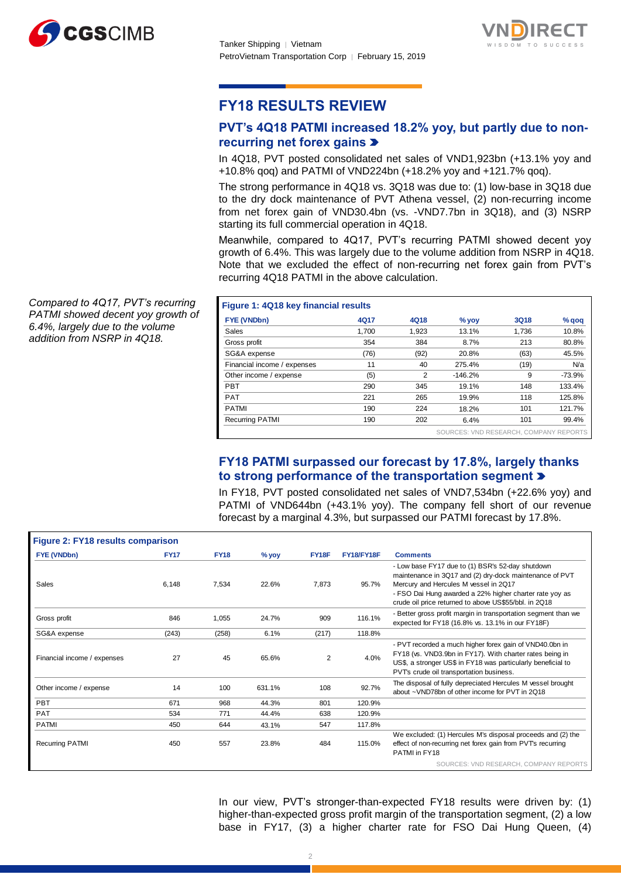## FY18 RESULTS REVIEW

### PVT's 4Q18 PATMI increased 18.2% yoy, but partly due to non-recurring net forex gains

In 4Q18, PVT posted consolidated net sales of VND1,923bn (+13.1% yoy and +10.8% qoq) and PATMI of VND224bn (+18.2% yoy and +121.7% qoq).

The strong performance in 4Q18 vs. 3Q18 was due to: (1) low-base in 3Q18 due to the dry dock maintenance of PVT Athena vessel, (2) non-recurring income from net forex gain of VND30.4bn (vs. -VND7.7bn in 3Q18), and (3) NSRP starting its full commercial operation in 4Q18.

Meanwhile, compared to 4Q17, PVT's recurring PATMI showed decent yoy growth of 6.4%. This was largely due to the volume addition from NSRP in 4Q18. Note that we excluded the effect of non-recurring net forex gain from PVT's recurring 4Q18 PATMI in the above calculation.

*Compared to 4Q17, PVT's recurring PATMI showed decent yoy growth of 6.4%, largely due to the volume addition from NSRP in 4Q18.*

**Figure 1: 4Q18 key financial results**

| FYE (VNDbn) | 4Q17 | 4Q18 | % yoy | 3Q18 | % qoq |
|---|---|---|---|---|---|
| Sales | 1,700 | 1,923 | 13.1% | 1,736 | 10.8% |
| Gross profit | 354 | 384 | 8.7% | 213 | 80.8% |
| SG&A expense | (76) | (92) | 20.8% | (63) | 45.5% |
| Financial income / expenses | 11 | 40 | 275.4% | (19) | N/a |
| Other income / expense | (5) | 2 | -146.2% | 9 | -73.9% |
| PBT | 290 | 345 | 19.1% | 148 | 133.4% |
| PAT | 221 | 265 | 19.9% | 118 | 125.8% |
| PATMI | 190 | 224 | 18.2% | 101 | 121.7% |
| Recurring PATMI | 190 | 202 | 6.4% | 101 | 99.4% |

SOURCES: VND RESEARCH, COMPANY REPORTS

### FY18 PATMI surpassed our forecast by 17.8%, largely thanks to strong performance of the transportation segment

In FY18, PVT posted consolidated net sales of VND7,534bn (+22.6% yoy) and PATMI of VND644bn (+43.1% yoy). The company fell short of our revenue forecast by a marginal 4.3%, but surpassed our PATMI forecast by 17.8%.

**Figure 2: FY18 results comparison**

| FYE (VNDbn) | FY17 | FY18 | % yoy | FY18F | FY18/FY18F | Comments |
|---|---|---|---|---|---|---|
| Sales | 6,148 | 7,534 | 22.6% | 7,873 | 95.7% | - Low base FY17 due to (1) BSR's 52-day shutdown maintenance in 3Q17 and (2) dry-dock maintenance of PVT Mercury and Hercules M vessel in 2Q17<br>- FSO Dai Hung awarded a 22% higher charter rate yoy as crude oil price returned to above US$55/bbl. in 2Q18 |
| Gross profit | 846 | 1,055 | 24.7% | 909 | 116.1% | - Better gross profit margin in transportation segment than we expected for FY18 (16.8% vs. 13.1% in our FY18F) |
| SG&A expense | (243) | (258) | 6.1% | (217) | 118.8% | |
| Financial income / expenses | 27 | 45 | 65.6% | 2 | 4.0% | - PVT recorded a much higher forex gain of VND40.0bn in FY18 (vs. VND3.9bn in FY17). With charter rates being in US$, a stronger US$ in FY18 was particularly beneficial to PVT's crude oil transportation business. |
| Other income / expense | 14 | 100 | 631.1% | 108 | 92.7% | The disposal of fully depreciated Hercules M vessel brought about ~VND78bn of other income for PVT in 2Q18 |
| PBT | 671 | 968 | 44.3% | 801 | 120.9% | |
| PAT | 534 | 771 | 44.4% | 638 | 120.9% | |
| PATMI | 450 | 644 | 43.1% | 547 | 117.8% | |
| Recurring PATMI | 450 | 557 | 23.8% | 484 | 115.0% | We excluded: (1) Hercules M's disposal proceeds and (2) the effect of non-recurring net forex gain from PVT's recurring PATMI in FY18 |

SOURCES: VND RESEARCH, COMPANY REPORTS

In our view, PVT's stronger-than-expected FY18 results were driven by: (1) higher-than-expected gross profit margin of the transportation segment, (2) a low base in FY17, (3) a higher charter rate for FSO Dai Hung Queen, (4)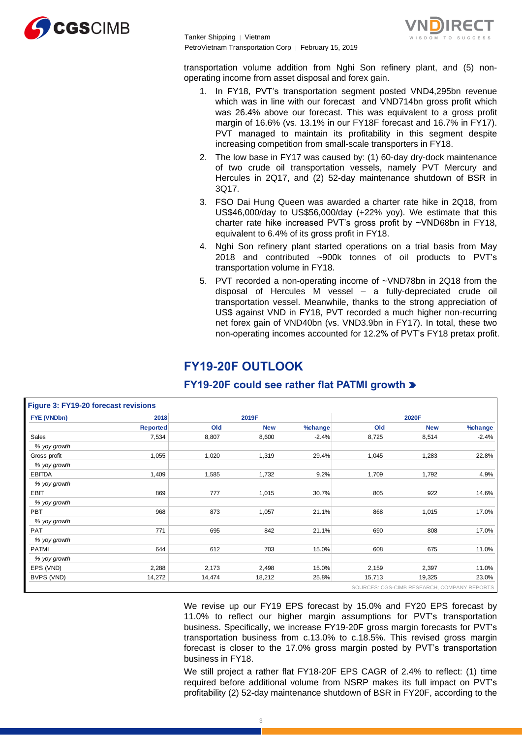transportation volume addition from Nghi Son refinery plant, and (5) non-operating income from asset disposal and forex gain.

1. In FY18, PVT's transportation segment posted VND4,295bn revenue which was in line with our forecast and VND714bn gross profit which was 26.4% above our forecast. This was equivalent to a gross profit margin of 16.6% (vs. 13.1% in our FY18F forecast and 16.7% in FY17). PVT managed to maintain its profitability in this segment despite increasing competition from small-scale transporters in FY18.
2. The low base in FY17 was caused by: (1) 60-day dry-dock maintenance of two crude oil transportation vessels, namely PVT Mercury and Hercules in 2Q17, and (2) 52-day maintenance shutdown of BSR in 3Q17.
3. FSO Dai Hung Queen was awarded a charter rate hike in 2Q18, from US$46,000/day to US$56,000/day (+22% yoy). We estimate that this charter rate hike increased PVT's gross profit by ~VND68bn in FY18, equivalent to 6.4% of its gross profit in FY18.
4. Nghi Son refinery plant started operations on a trial basis from May 2018 and contributed ~900k tonnes of oil products to PVT's transportation volume in FY18.
5. PVT recorded a non-operating income of ~VND78bn in 2Q18 from the disposal of Hercules M vessel – a fully-depreciated crude oil transportation vessel. Meanwhile, thanks to the strong appreciation of US$ against VND in FY18, PVT recorded a much higher non-recurring net forex gain of VND40bn (vs. VND3.9bn in FY17). In total, these two non-operating incomes accounted for 12.2% of PVT's FY18 pretax profit.

## FY19-20F OUTLOOK

### FY19-20F could see rather flat PATMI growth

**Figure 3: FY19-20 forecast revisions**

| FYE (VNDbn) | 2018 | 2019F | | | 2020F | | |
|---|---|---|---|---|---|---|---|
| | Reported | Old | New | %change | Old | New | %change |
| Sales | 7,534 | 8,807 | 8,600 | -2.4% | 8,725 | 8,514 | -2.4% |
| *% yoy growth* | | | | | | | |
| Gross profit | 1,055 | 1,020 | 1,319 | 29.4% | 1,045 | 1,283 | 22.8% |
| *% yoy growth* | | | | | | | |
| EBITDA | 1,409 | 1,585 | 1,732 | 9.2% | 1,709 | 1,792 | 4.9% |
| *% yoy growth* | | | | | | | |
| EBIT | 869 | 777 | 1,015 | 30.7% | 805 | 922 | 14.6% |
| *% yoy growth* | | | | | | | |
| PBT | 968 | 873 | 1,057 | 21.1% | 868 | 1,015 | 17.0% |
| *% yoy growth* | | | | | | | |
| PAT | 771 | 695 | 842 | 21.1% | 690 | 808 | 17.0% |
| *% yoy growth* | | | | | | | |
| PATMI | 644 | 612 | 703 | 15.0% | 608 | 675 | 11.0% |
| *% yoy growth* | | | | | | | |
| EPS (VND) | 2,288 | 2,173 | 2,498 | 15.0% | 2,159 | 2,397 | 11.0% |
| BVPS (VND) | 14,272 | 14,474 | 18,212 | 25.8% | 15,713 | 19,325 | 23.0% |

SOURCES: CGS-CIMB RESEARCH, COMPANY REPORTS

We revise up our FY19 EPS forecast by 15.0% and FY20 EPS forecast by 11.0% to reflect our higher margin assumptions for PVT's transportation business. Specifically, we increase FY19-20F gross margin forecasts for PVT's transportation business from c.13.0% to c.18.5%. This revised gross margin forecast is closer to the 17.0% gross margin posted by PVT's transportation business in FY18.

We still project a rather flat FY18-20F EPS CAGR of 2.4% to reflect: (1) time required before additional volume from NSRP makes its full impact on PVT's profitability (2) 52-day maintenance shutdown of BSR in FY20F, according to the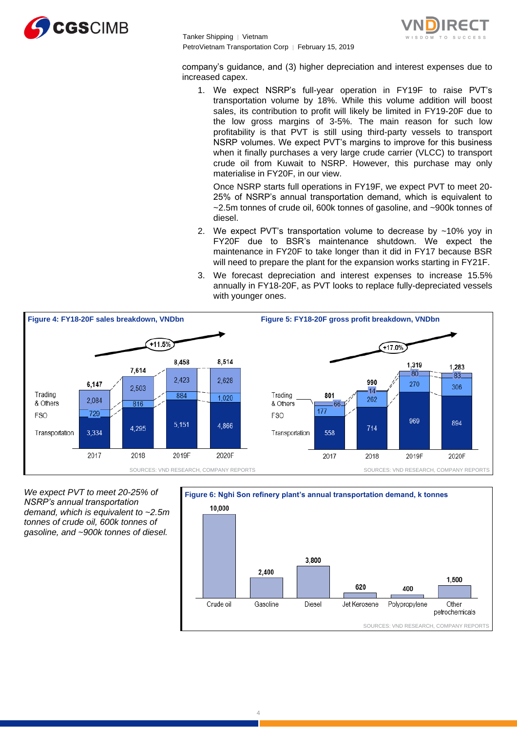company's guidance, and (3) higher depreciation and interest expenses due to increased capex.

1. We expect NSRP's full-year operation in FY19F to raise PVT's transportation volume by 18%. While this volume addition will boost sales, its contribution to profit will likely be limited in FY19-20F due to the low gross margins of 3-5%. The main reason for such low profitability is that PVT is still using third-party vessels to transport NSRP volumes. We expect PVT's margins to improve for this business when it finally purchases a very large crude carrier (VLCC) to transport crude oil from Kuwait to NSRP. However, this purchase may only materialise in FY20F, in our view.

   Once NSRP starts full operations in FY19F, we expect PVT to meet 20-25% of NSRP's annual transportation demand, which is equivalent to ~2.5m tonnes of crude oil, 600k tonnes of gasoline, and ~900k tonnes of diesel.

2. We expect PVT's transportation volume to decrease by ~10% yoy in FY20F due to BSR's maintenance shutdown. We expect the maintenance in FY20F to take longer than it did in FY17 because BSR will need to prepare the plant for the expansion works starting in FY21F.

3. We forecast depreciation and interest expenses to increase 15.5% annually in FY18-20F, as PVT looks to replace fully-depreciated vessels with younger ones.

**Figure 4: FY18-20F sales breakdown, VNDbn**

| | 2017 | 2018 | 2019F | 2020F |
|---|---|---|---|---|
| Transportation | 3,334 | 4,295 | 5,151 | 4,866 |
| FSO | 729 | 816 | 884 | 1,020 |
| Trading & Others | 2,084 | 2,503 | 2,423 | 2,628 |
| Total | 6,147 | 7,614 | 8,458 | 8,514 |

CAGR: +11.5%

SOURCES: VND RESEARCH, COMPANY REPORTS

**Figure 5: FY18-20F gross profit breakdown, VNDbn**

| | 2017 | 2018 | 2019F | 2020F |
|---|---|---|---|---|
| Transportation | 558 | 714 | 969 | 894 |
| FSO | 177 | 262 | 270 | 306 |
| Trading & Others | 66 | 14 | 80 | 83 |
| Total | 801 | 990 | 1,319 | 1,283 |

CAGR: +17.0%

SOURCES: VND RESEARCH, COMPANY REPORTS

*We expect PVT to meet 20-25% of NSRP's annual transportation demand, which is equivalent to ~2.5m tonnes of crude oil, 600k tonnes of gasoline, and ~900k tonnes of diesel.*

**Figure 6: Nghi Son refinery plant's annual transportation demand, k tonnes**

| Crude oil | Gasoline | Diesel | Jet Kerosene | Polypropylene | Other petrochemicals |
|---|---|---|---|---|---|
| 10,000 | 2,400 | 3,800 | 620 | 400 | 1,500 |

SOURCES: VND RESEARCH, COMPANY REPORTS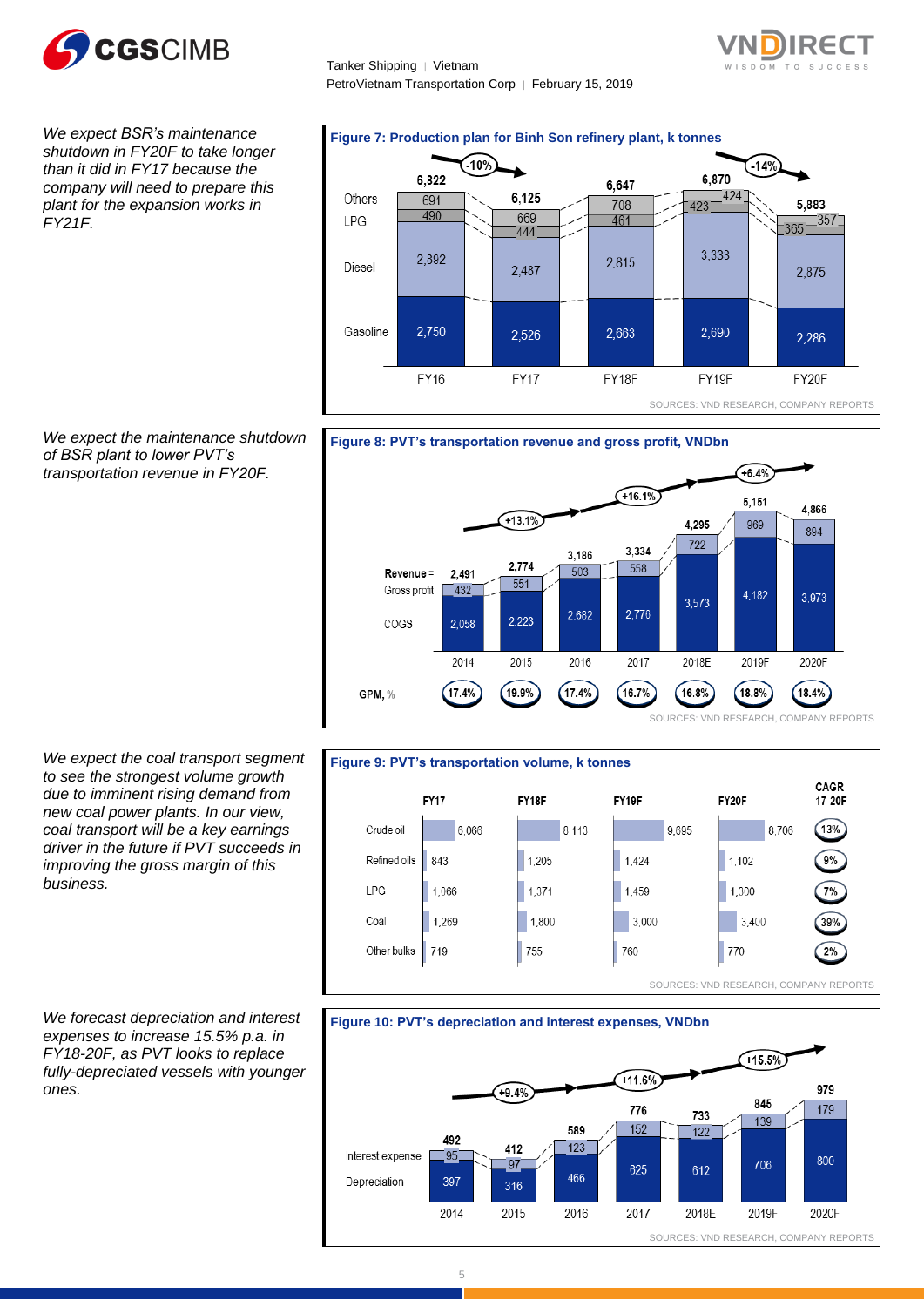*We expect BSR's maintenance shutdown in FY20F to take longer than it did in FY17 because the company will need to prepare this plant for the expansion works in FY21F.*

**Figure 7: Production plan for Binh Son refinery plant, k tonnes**

| | FY16 | FY17 | FY18F | FY19F | FY20F |
|---|---|---|---|---|---|
| Others | 691 | 669 | 708 | 424 | 357 |
| LPG | 490 | 444 | 461 | 423 | 365 |
| Diesel | 2,892 | 2,487 | 2,815 | 3,333 | 2,875 |
| Gasoline | 2,750 | 2,526 | 2,663 | 2,690 | 2,286 |
| Total | 6,822 | 6,125 | 6,647 | 6,870 | 5,883 |

Annotations: -10% (FY16–FY17); -14% (FY19F–FY20F)

SOURCES: VND RESEARCH, COMPANY REPORTS

*We expect the maintenance shutdown of BSR plant to lower PVT's transportation revenue in FY20F.*

**Figure 8: PVT's transportation revenue and gross profit, VNDbn**

| | 2014 | 2015 | 2016 | 2017 | 2018E | 2019F | 2020F |
|---|---|---|---|---|---|---|---|
| Revenue = | 2,491 | 2,774 | 3,186 | 3,334 | 4,295 | 5,151 | 4,866 |
| Gross profit | 432 | 551 | 503 | 558 | 722 | 969 | 894 |
| COGS | 2,058 | 2,223 | 2,682 | 2,776 | 3,573 | 4,182 | 3,973 |
| GPM, % | 17.4% | 19.9% | 17.4% | 16.7% | 16.8% | 18.8% | 18.4% |

Annotations: +13.1%; +16.1%; +6.4%

SOURCES: VND RESEARCH, COMPANY REPORTS

*We expect the coal transport segment to see the strongest volume growth due to imminent rising demand from new coal power plants. In our view, coal transport will be a key earnings driver in the future if PVT succeeds in improving the gross margin of this business.*

**Figure 9: PVT's transportation volume, k tonnes**

| | FY17 | FY18F | FY19F | FY20F | CAGR 17-20F |
|---|---|---|---|---|---|
| Crude oil | 6,066 | 8,113 | 9,695 | 8,706 | 13% |
| Refined oils | 843 | 1,205 | 1,424 | 1,102 | 9% |
| LPG | 1,066 | 1,371 | 1,459 | 1,300 | 7% |
| Coal | 1,269 | 1,800 | 3,000 | 3,400 | 39% |
| Other bulks | 719 | 755 | 760 | 770 | 2% |

SOURCES: VND RESEARCH, COMPANY REPORTS

*We forecast depreciation and interest expenses to increase 15.5% p.a. in FY18-20F, as PVT looks to replace fully-depreciated vessels with younger ones.*

**Figure 10: PVT's depreciation and interest expenses, VNDbn**

| | 2014 | 2015 | 2016 | 2017 | 2018E | 2019F | 2020F |
|---|---|---|---|---|---|---|---|
| Total | 492 | 412 | 589 | 776 | 733 | 845 | 979 |
| Interest expense | 95 | 97 | 123 | 152 | 122 | 139 | 179 |
| Depreciation | 397 | 316 | 466 | 625 | 612 | 706 | 800 |

Annotations: +9.4%; +11.6%; +15.5%

SOURCES: VND RESEARCH, COMPANY REPORTS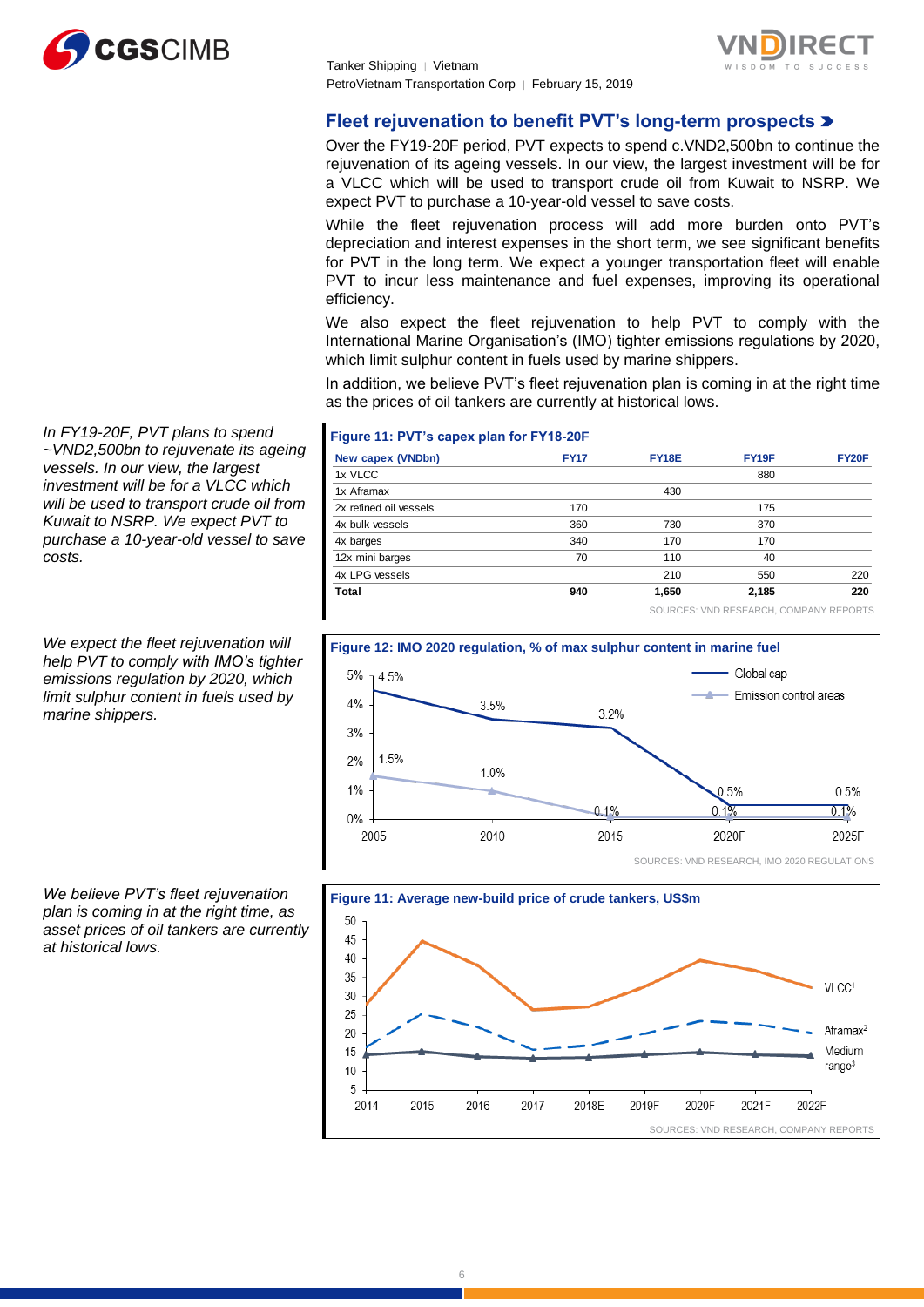## Fleet rejuvenation to benefit PVT's long-term prospects

Over the FY19-20F period, PVT expects to spend c.VND2,500bn to continue the rejuvenation of its ageing vessels. In our view, the largest investment will be for a VLCC which will be used to transport crude oil from Kuwait to NSRP. We expect PVT to purchase a 10-year-old vessel to save costs.

While the fleet rejuvenation process will add more burden onto PVT's depreciation and interest expenses in the short term, we see significant benefits for PVT in the long term. We expect a younger transportation fleet will enable PVT to incur less maintenance and fuel expenses, improving its operational efficiency.

We also expect the fleet rejuvenation to help PVT to comply with the International Marine Organisation's (IMO) tighter emissions regulations by 2020, which limit sulphur content in fuels used by marine shippers.

In addition, we believe PVT's fleet rejuvenation plan is coming in at the right time as the prices of oil tankers are currently at historical lows.

*In FY19-20F, PVT plans to spend ~VND2,500bn to rejuvenate its ageing vessels. In our view, the largest investment will be for a VLCC which will be used to transport crude oil from Kuwait to NSRP. We expect PVT to purchase a 10-year-old vessel to save costs.*

**Figure 11: PVT's capex plan for FY18-20F**

| New capex (VNDbn) | FY17 | FY18E | FY19F | FY20F |
|---|---|---|---|---|
| 1x VLCC | | | 880 | |
| 1x Aframax | | 430 | | |
| 2x refined oil vessels | 170 | | 175 | |
| 4x bulk vessels | 360 | 730 | 370 | |
| 4x barges | 340 | 170 | 170 | |
| 12x mini barges | 70 | 110 | 40 | |
| 4x LPG vessels | | 210 | 550 | 220 |
| **Total** | **940** | **1,650** | **2,185** | **220** |

SOURCES: VND RESEARCH, COMPANY REPORTS

*We expect the fleet rejuvenation will help PVT to comply with IMO's tighter emissions regulation by 2020, which limit sulphur content in fuels used by marine shippers.*

**Figure 12: IMO 2020 regulation, % of max sulphur content in marine fuel**

| Year | Global cap | Emission control areas |
|---|---|---|
| 2005 | 4.5% | 1.5% |
| 2010 | 3.5% | 1.0% |
| 2015 | 3.2% | 0.1% |
| 2020F | 0.5% | 0.1% |
| 2025F | 0.5% | 0.1% |

SOURCES: VND RESEARCH, IMO 2020 REGULATIONS

*We believe PVT's fleet rejuvenation plan is coming in at the right time, as asset prices of oil tankers are currently at historical lows.*

**Figure 11: Average new-build price of crude tankers, US$m**

Series: VLCC[1], Aframax[2], Medium range[3] (2014–2022F)

SOURCES: VND RESEARCH, COMPANY REPORTS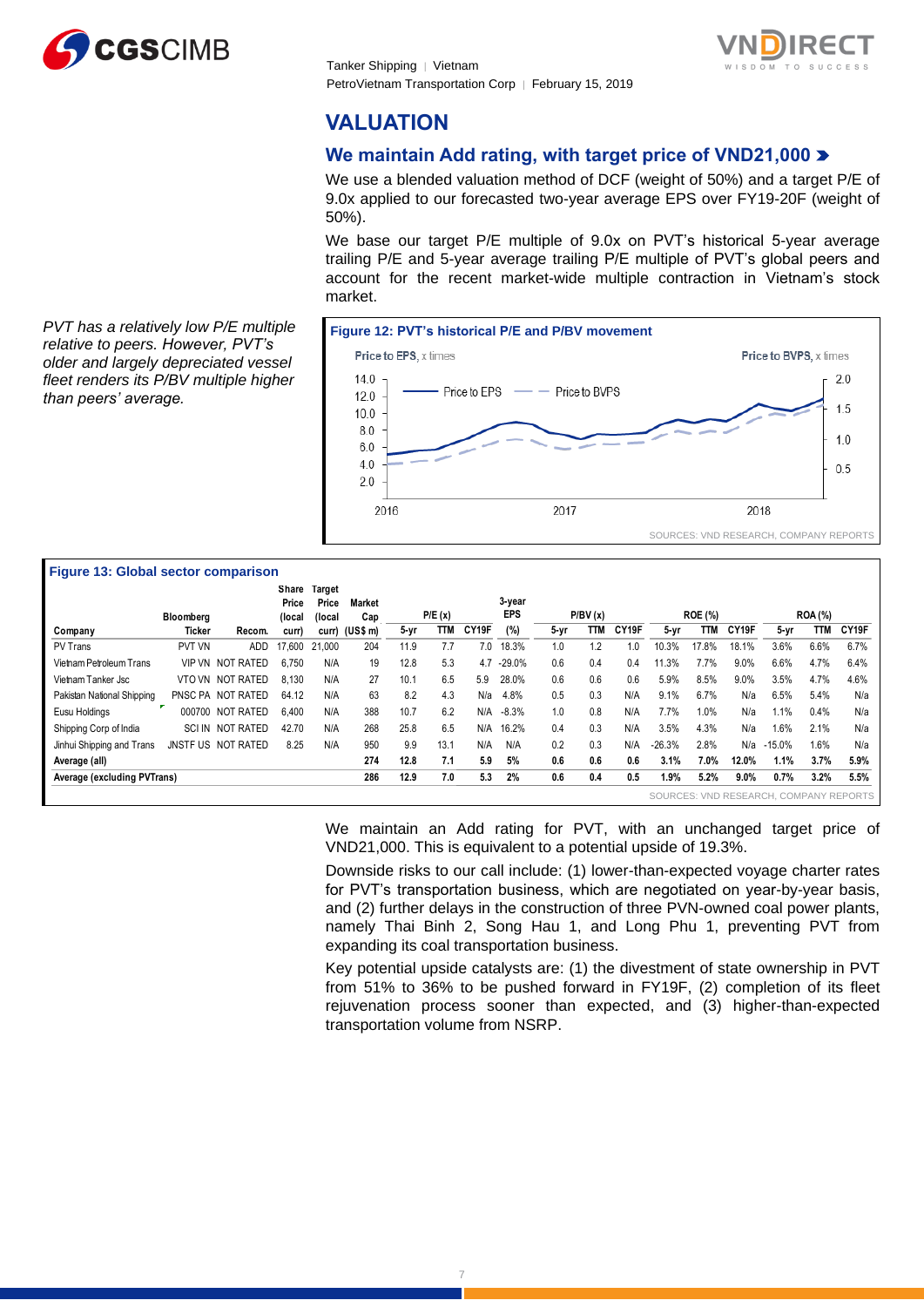# VALUATION

## We maintain Add rating, with target price of VND21,000

We use a blended valuation method of DCF (weight of 50%) and a target P/E of 9.0x applied to our forecasted two-year average EPS over FY19-20F (weight of 50%).

We base our target P/E multiple of 9.0x on PVT's historical 5-year average trailing P/E and 5-year average trailing P/E multiple of PVT's global peers and account for the recent market-wide multiple contraction in Vietnam's stock market.

*PVT has a relatively low P/E multiple relative to peers. However, PVT's older and largely depreciated vessel fleet renders its P/BV multiple higher than peers' average.*

**Figure 12: PVT's historical P/E and P/BV movement**

SOURCES: VND RESEARCH, COMPANY REPORTS

**Figure 13: Global sector comparison**

| Company | Bloomberg Ticker | Recom. | Share Price (local curr) | Target Price (local curr) | Market Cap (US$ m) | P/E (x) 5-yr | P/E (x) TTM | P/E (x) CY19F | 3-year EPS (%) | P/BV (x) 5-yr | P/BV (x) TTM | P/BV (x) CY19F | ROE (%) 5-yr | ROE (%) TTM | ROE (%) CY19F | ROA (%) 5-yr | ROA (%) TTM | ROA (%) CY19F |
|---|---|---|---|---|---|---|---|---|---|---|---|---|---|---|---|---|---|---|
| PV Trans | PVT VN | ADD | 17,600 | 21,000 | 204 | 11.9 | 7.7 | 7.0 | 18.3% | 1.0 | 1.2 | 1.0 | 10.3% | 17.8% | 18.1% | 3.6% | 6.6% | 6.7% |
| Vietnam Petroleum Trans | VIP VN | NOT RATED | 6,750 | N/A | 19 | 12.8 | 5.3 | 4.7 | -29.0% | 0.6 | 0.4 | 0.4 | 11.3% | 7.7% | 9.0% | 6.6% | 4.7% | 6.4% |
| Vietnam Tanker Jsc | VTO VN | NOT RATED | 8,130 | N/A | 27 | 10.1 | 6.5 | 5.9 | 28.0% | 0.6 | 0.6 | 0.6 | 5.9% | 8.5% | 9.0% | 3.5% | 4.7% | 4.6% |
| Pakistan National Shipping | PNSC PA | NOT RATED | 64.12 | N/A | 63 | 8.2 | 4.3 | N/a | 4.8% | 0.5 | 0.3 | N/A | 9.1% | 6.7% | N/a | 6.5% | 5.4% | N/a |
| Eusu Holdings | 000700 | NOT RATED | 6,400 | N/A | 388 | 10.7 | 6.2 | N/A | -8.3% | 1.0 | 0.8 | N/A | 7.7% | 1.0% | N/a | 1.1% | 0.4% | N/a |
| Shipping Corp of India | SCI IN | NOT RATED | 42.70 | N/A | 268 | 25.8 | 6.5 | N/A | 16.2% | 0.4 | 0.3 | N/A | 3.5% | 4.3% | N/a | 1.6% | 2.1% | N/a |
| Jinhui Shipping and Trans | JNSTF US | NOT RATED | 8.25 | N/A | 950 | 9.9 | 13.1 | N/A | N/A | 0.2 | 0.3 | N/A | -26.3% | 2.8% | N/a | -15.0% | 1.6% | N/a |
| **Average (all)** | | | | | **274** | **12.8** | **7.1** | **5.9** | **5%** | **0.6** | **0.6** | **0.6** | **3.1%** | **7.0%** | **12.0%** | **1.1%** | **3.7%** | **5.9%** |
| **Average (excluding PVTrans)** | | | | | **286** | **12.9** | **7.0** | **5.3** | **2%** | **0.6** | **0.4** | **0.5** | **1.9%** | **5.2%** | **9.0%** | **0.7%** | **3.2%** | **5.5%** |

SOURCES: VND RESEARCH, COMPANY REPORTS

We maintain an Add rating for PVT, with an unchanged target price of VND21,000. This is equivalent to a potential upside of 19.3%.

Downside risks to our call include: (1) lower-than-expected voyage charter rates for PVT's transportation business, which are negotiated on year-by-year basis, and (2) further delays in the construction of three PVN-owned coal power plants, namely Thai Binh 2, Song Hau 1, and Long Phu 1, preventing PVT from expanding its coal transportation business.

Key potential upside catalysts are: (1) the divestment of state ownership in PVT from 51% to 36% to be pushed forward in FY19F, (2) completion of its fleet rejuvenation process sooner than expected, and (3) higher-than-expected transportation volume from NSRP.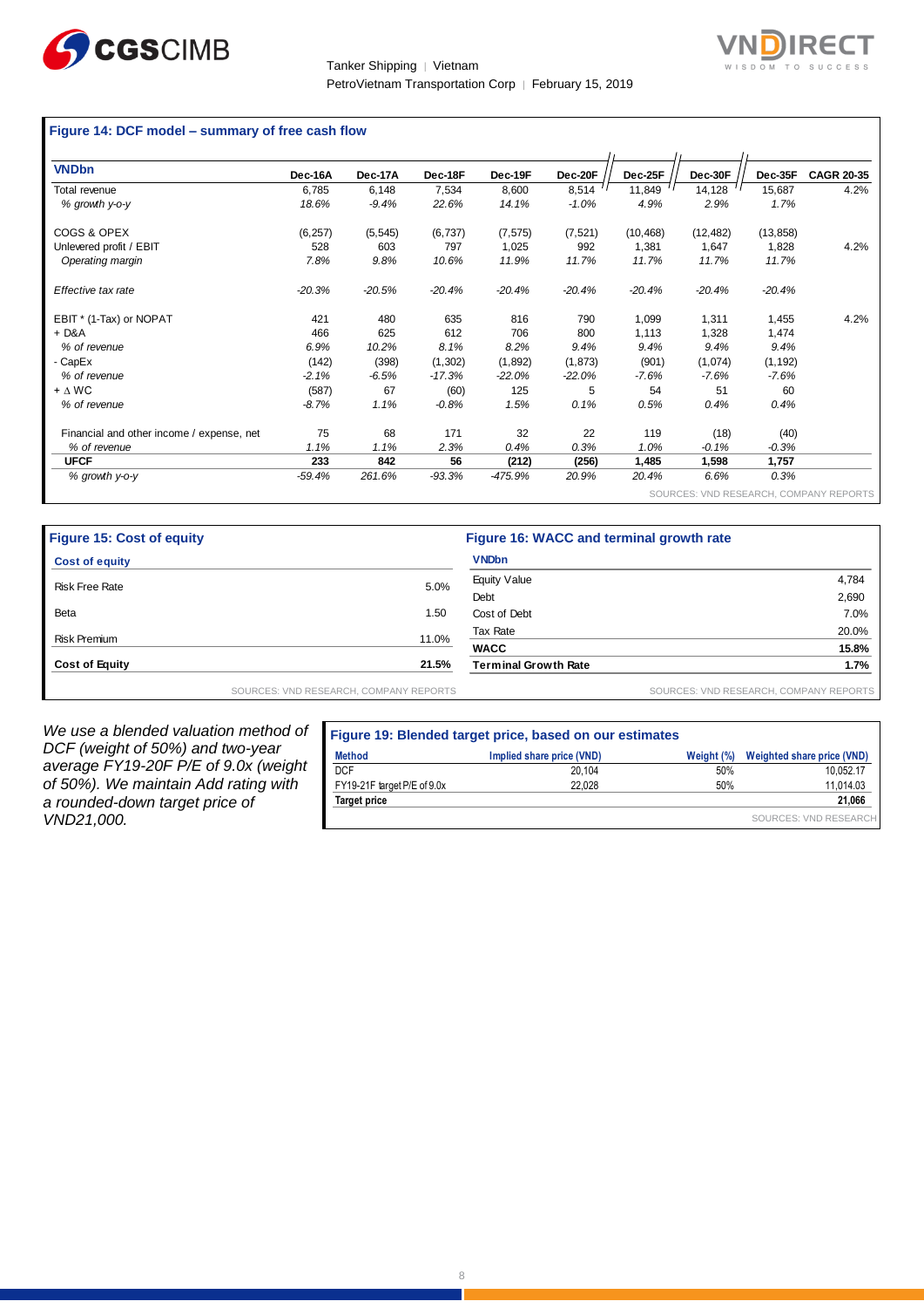**Figure 14: DCF model – summary of free cash flow**

| VNDbn | Dec-16A | Dec-17A | Dec-18F | Dec-19F | Dec-20F | Dec-25F | Dec-30F | Dec-35F | CAGR 20-35 |
|---|---|---|---|---|---|---|---|---|---|
| Total revenue | 6,785 | 6,148 | 7,534 | 8,600 | 8,514 | 11,849 | 14,128 | 15,687 | 4.2% |
| *% growth y-o-y* | *18.6%* | *-9.4%* | *22.6%* | *14.1%* | *-1.0%* | *4.9%* | *2.9%* | *1.7%* | |
| COGS & OPEX | (6,257) | (5,545) | (6,737) | (7,575) | (7,521) | (10,468) | (12,482) | (13,858) | |
| Unlevered profit / EBIT | 528 | 603 | 797 | 1,025 | 992 | 1,381 | 1,647 | 1,828 | 4.2% |
| *Operating margin* | *7.8%* | *9.8%* | *10.6%* | *11.9%* | *11.7%* | *11.7%* | *11.7%* | *11.7%* | |
| *Effective tax rate* | *-20.3%* | *-20.5%* | *-20.4%* | *-20.4%* | *-20.4%* | *-20.4%* | *-20.4%* | *-20.4%* | |
| EBIT * (1-Tax) or NOPAT | 421 | 480 | 635 | 816 | 790 | 1,099 | 1,311 | 1,455 | 4.2% |
| + D&A | 466 | 625 | 612 | 706 | 800 | 1,113 | 1,328 | 1,474 | |
| *% of revenue* | *6.9%* | *10.2%* | *8.1%* | *8.2%* | *9.4%* | *9.4%* | *9.4%* | *9.4%* | |
| - CapEx | (142) | (398) | (1,302) | (1,892) | (1,873) | (901) | (1,074) | (1,192) | |
| *% of revenue* | *-2.1%* | *-6.5%* | *-17.3%* | *-22.0%* | *-22.0%* | *-7.6%* | *-7.6%* | *-7.6%* | |
| + Δ WC | (587) | 67 | (60) | 125 | 5 | 54 | 51 | 60 | |
| *% of revenue* | *-8.7%* | *1.1%* | *-0.8%* | *1.5%* | *0.1%* | *0.5%* | *0.4%* | *0.4%* | |
| Financial and other income / expense, net | 75 | 68 | 171 | 32 | 22 | 119 | (18) | (40) | |
| *% of revenue* | *1.1%* | *1.1%* | *2.3%* | *0.4%* | *0.3%* | *1.0%* | *-0.1%* | *-0.3%* | |
| **UFCF** | **233** | **842** | **56** | **(212)** | **(256)** | **1,485** | **1,598** | **1,757** | |
| *% growth y-o-y* | *-59.4%* | *261.6%* | *-93.3%* | *-475.9%* | *20.9%* | *20.4%* | *6.6%* | *0.3%* | |

SOURCES: VND RESEARCH, COMPANY REPORTS

**Figure 15: Cost of equity**

| Cost of equity | |
|---|---|
| Risk Free Rate | 5.0% |
| Beta | 1.50 |
| Risk Premium | 11.0% |
| **Cost of Equity** | **21.5%** |

SOURCES: VND RESEARCH, COMPANY REPORTS

**Figure 16: WACC and terminal growth rate**

| VNDbn | |
|---|---|
| Equity Value | 4,784 |
| Debt | 2,690 |
| Cost of Debt | 7.0% |
| Tax Rate | 20.0% |
| **WACC** | **15.8%** |
| **Terminal Growth Rate** | **1.7%** |

SOURCES: VND RESEARCH, COMPANY REPORTS

*We use a blended valuation method of DCF (weight of 50%) and two-year average FY19-20F P/E of 9.0x (weight of 50%). We maintain Add rating with a rounded-down target price of VND21,000.*

**Figure 19: Blended target price, based on our estimates**

| Method | Implied share price (VND) | Weight (%) | Weighted share price (VND) |
|---|---|---|---|
| DCF | 20,104 | 50% | 10,052.17 |
| FY19-21F target P/E of 9.0x | 22,028 | 50% | 11,014.03 |
| **Target price** | | | **21,066** |

SOURCES: VND RESEARCH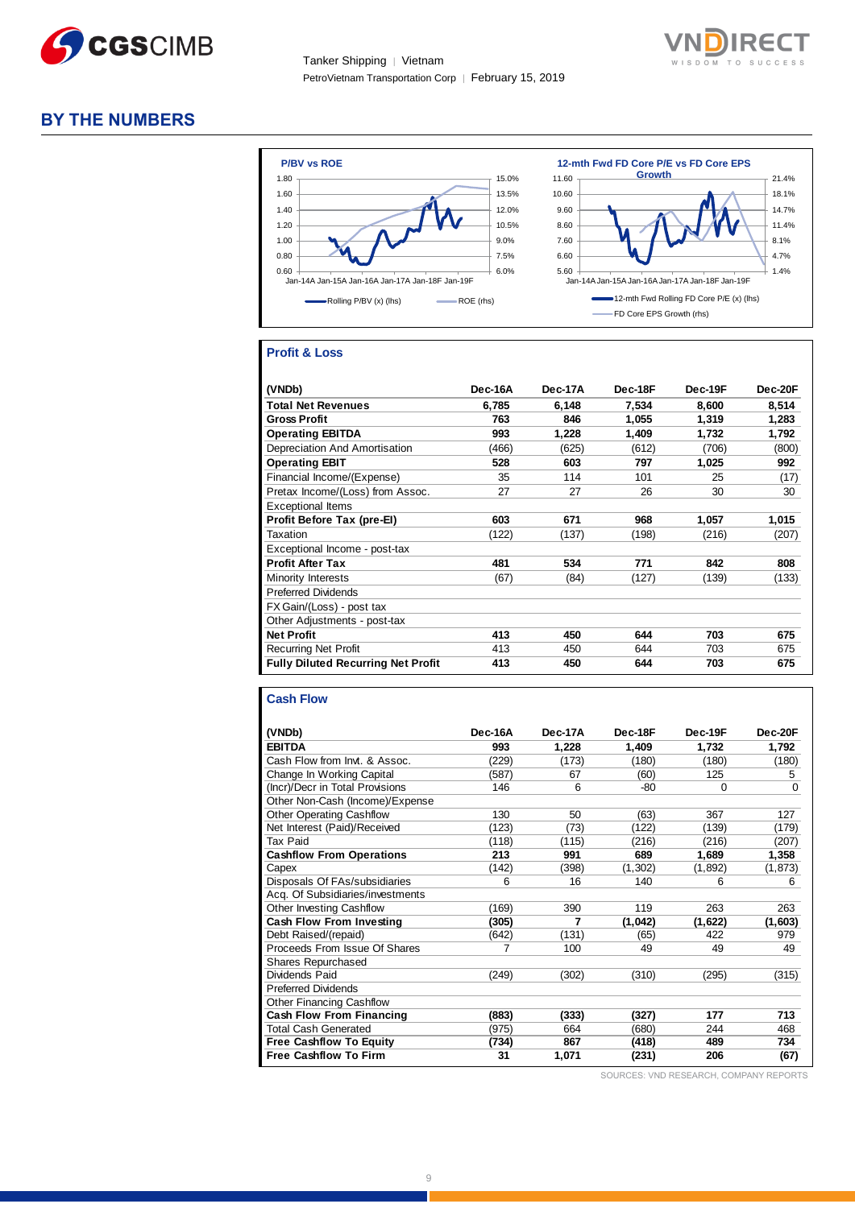## BY THE NUMBERS

**P/BV vs ROE**

Rolling P/BV (x) (lhs) — ROE (rhs)

**12-mth Fwd FD Core P/E vs FD Core EPS Growth**

12-mth Fwd Rolling FD Core P/E (x) (lhs) — FD Core EPS Growth (rhs)

### Profit & Loss

| (VNDb) | Dec-16A | Dec-17A | Dec-18F | Dec-19F | Dec-20F |
|---|---|---|---|---|---|
| **Total Net Revenues** | **6,785** | **6,148** | **7,534** | **8,600** | **8,514** |
| **Gross Profit** | **763** | **846** | **1,055** | **1,319** | **1,283** |
| **Operating EBITDA** | **993** | **1,228** | **1,409** | **1,732** | **1,792** |
| Depreciation And Amortisation | (466) | (625) | (612) | (706) | (800) |
| **Operating EBIT** | **528** | **603** | **797** | **1,025** | **992** |
| Financial Income/(Expense) | 35 | 114 | 101 | 25 | (17) |
| Pretax Income/(Loss) from Assoc. | 27 | 27 | 26 | 30 | 30 |
| Exceptional Items | | | | | |
| **Profit Before Tax (pre-EI)** | **603** | **671** | **968** | **1,057** | **1,015** |
| Taxation | (122) | (137) | (198) | (216) | (207) |
| Exceptional Income - post-tax | | | | | |
| **Profit After Tax** | **481** | **534** | **771** | **842** | **808** |
| Minority Interests | (67) | (84) | (127) | (139) | (133) |
| Preferred Dividends | | | | | |
| FX Gain/(Loss) - post tax | | | | | |
| Other Adjustments - post-tax | | | | | |
| **Net Profit** | **413** | **450** | **644** | **703** | **675** |
| Recurring Net Profit | 413 | 450 | 644 | 703 | 675 |
| **Fully Diluted Recurring Net Profit** | **413** | **450** | **644** | **703** | **675** |

### Cash Flow

| (VNDb) | Dec-16A | Dec-17A | Dec-18F | Dec-19F | Dec-20F |
|---|---|---|---|---|---|
| **EBITDA** | **993** | **1,228** | **1,409** | **1,732** | **1,792** |
| Cash Flow from Invt. & Assoc. | (229) | (173) | (180) | (180) | (180) |
| Change In Working Capital | (587) | 67 | (60) | 125 | 5 |
| (Incr)/Decr in Total Provisions | 146 | 6 | -80 | 0 | 0 |
| Other Non-Cash (Income)/Expense | | | | | |
| Other Operating Cashflow | 130 | 50 | (63) | 367 | 127 |
| Net Interest (Paid)/Received | (123) | (73) | (122) | (139) | (179) |
| Tax Paid | (118) | (115) | (216) | (216) | (207) |
| **Cashflow From Operations** | **213** | **991** | **689** | **1,689** | **1,358** |
| Capex | (142) | (398) | (1,302) | (1,892) | (1,873) |
| Disposals Of FAs/subsidiaries | 6 | 16 | 140 | 6 | 6 |
| Acq. Of Subsidiaries/investments | | | | | |
| Other Investing Cashflow | (169) | 390 | 119 | 263 | 263 |
| **Cash Flow From Investing** | **(305)** | **7** | **(1,042)** | **(1,622)** | **(1,603)** |
| Debt Raised/(repaid) | (642) | (131) | (65) | 422 | 979 |
| Proceeds From Issue Of Shares | 7 | 100 | 49 | 49 | 49 |
| Shares Repurchased | | | | | |
| Dividends Paid | (249) | (302) | (310) | (295) | (315) |
| Preferred Dividends | | | | | |
| Other Financing Cashflow | | | | | |
| **Cash Flow From Financing** | **(883)** | **(333)** | **(327)** | **177** | **713** |
| Total Cash Generated | (975) | 664 | (680) | 244 | 468 |
| **Free Cashflow To Equity** | **(734)** | **867** | **(418)** | **489** | **734** |
| **Free Cashflow To Firm** | **31** | **1,071** | **(231)** | **206** | **(67)** |

SOURCES: VND RESEARCH, COMPANY REPORTS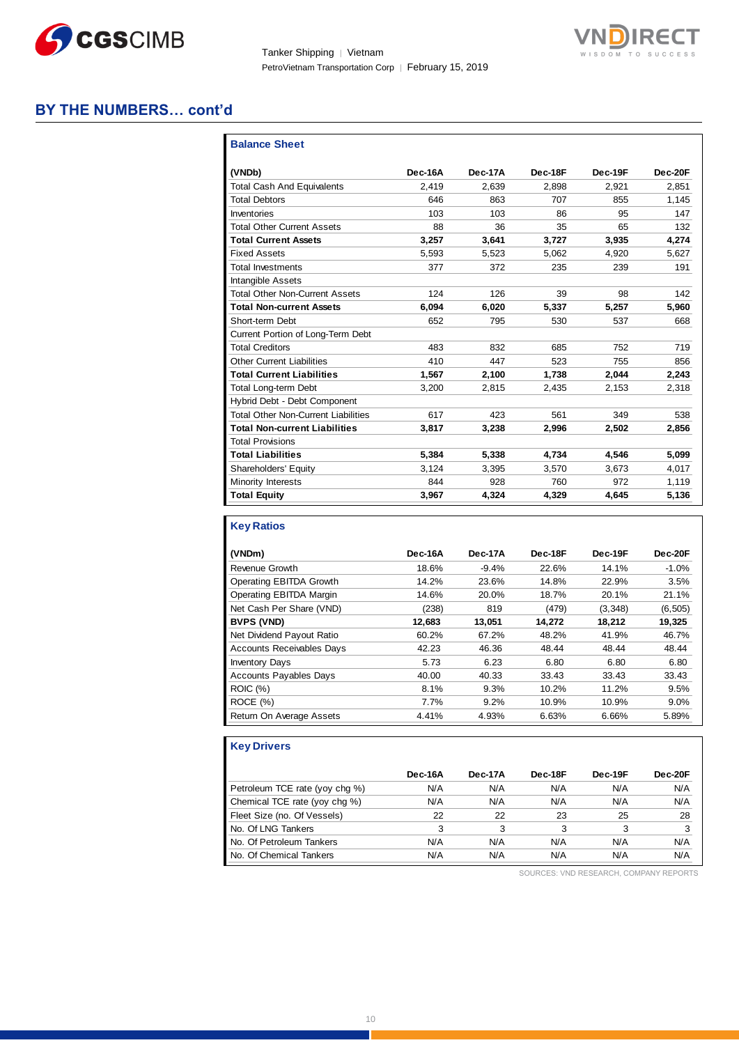## BY THE NUMBERS… cont'd

### Balance Sheet

| (VNDb) | Dec-16A | Dec-17A | Dec-18F | Dec-19F | Dec-20F |
|---|---|---|---|---|---|
| Total Cash And Equivalents | 2,419 | 2,639 | 2,898 | 2,921 | 2,851 |
| Total Debtors | 646 | 863 | 707 | 855 | 1,145 |
| Inventories | 103 | 103 | 86 | 95 | 147 |
| Total Other Current Assets | 88 | 36 | 35 | 65 | 132 |
| **Total Current Assets** | **3,257** | **3,641** | **3,727** | **3,935** | **4,274** |
| Fixed Assets | 5,593 | 5,523 | 5,062 | 4,920 | 5,627 |
| Total Investments | 377 | 372 | 235 | 239 | 191 |
| Intangible Assets | | | | | |
| Total Other Non-Current Assets | 124 | 126 | 39 | 98 | 142 |
| **Total Non-current Assets** | **6,094** | **6,020** | **5,337** | **5,257** | **5,960** |
| Short-term Debt | 652 | 795 | 530 | 537 | 668 |
| Current Portion of Long-Term Debt | | | | | |
| Total Creditors | 483 | 832 | 685 | 752 | 719 |
| Other Current Liabilities | 410 | 447 | 523 | 755 | 856 |
| **Total Current Liabilities** | **1,567** | **2,100** | **1,738** | **2,044** | **2,243** |
| Total Long-term Debt | 3,200 | 2,815 | 2,435 | 2,153 | 2,318 |
| Hybrid Debt - Debt Component | | | | | |
| Total Other Non-Current Liabilities | 617 | 423 | 561 | 349 | 538 |
| **Total Non-current Liabilities** | **3,817** | **3,238** | **2,996** | **2,502** | **2,856** |
| Total Provisions | | | | | |
| **Total Liabilities** | **5,384** | **5,338** | **4,734** | **4,546** | **5,099** |
| Shareholders' Equity | 3,124 | 3,395 | 3,570 | 3,673 | 4,017 |
| Minority Interests | 844 | 928 | 760 | 972 | 1,119 |
| **Total Equity** | **3,967** | **4,324** | **4,329** | **4,645** | **5,136** |

### Key Ratios

| (VNDm) | Dec-16A | Dec-17A | Dec-18F | Dec-19F | Dec-20F |
|---|---|---|---|---|---|
| Revenue Growth | 18.6% | -9.4% | 22.6% | 14.1% | -1.0% |
| Operating EBITDA Growth | 14.2% | 23.6% | 14.8% | 22.9% | 3.5% |
| Operating EBITDA Margin | 14.6% | 20.0% | 18.7% | 20.1% | 21.1% |
| Net Cash Per Share (VND) | (238) | 819 | (479) | (3,348) | (6,505) |
| **BVPS (VND)** | **12,683** | **13,051** | **14,272** | **18,212** | **19,325** |
| Net Dividend Payout Ratio | 60.2% | 67.2% | 48.2% | 41.9% | 46.7% |
| Accounts Receivables Days | 42.23 | 46.36 | 48.44 | 48.44 | 48.44 |
| Inventory Days | 5.73 | 6.23 | 6.80 | 6.80 | 6.80 |
| Accounts Payables Days | 40.00 | 40.33 | 33.43 | 33.43 | 33.43 |
| ROIC (%) | 8.1% | 9.3% | 10.2% | 11.2% | 9.5% |
| ROCE (%) | 7.7% | 9.2% | 10.9% | 10.9% | 9.0% |
| Return On Average Assets | 4.41% | 4.93% | 6.63% | 6.66% | 5.89% |

### Key Drivers

| | Dec-16A | Dec-17A | Dec-18F | Dec-19F | Dec-20F |
|---|---|---|---|---|---|
| Petroleum TCE rate (yoy chg %) | N/A | N/A | N/A | N/A | N/A |
| Chemical TCE rate (yoy chg %) | N/A | N/A | N/A | N/A | N/A |
| Fleet Size (no. Of Vessels) | 22 | 22 | 23 | 25 | 28 |
| No. Of LNG Tankers | 3 | 3 | 3 | 3 | 3 |
| No. Of Petroleum Tankers | N/A | N/A | N/A | N/A | N/A |
| No. Of Chemical Tankers | N/A | N/A | N/A | N/A | N/A |

SOURCES: VND RESEARCH, COMPANY REPORTS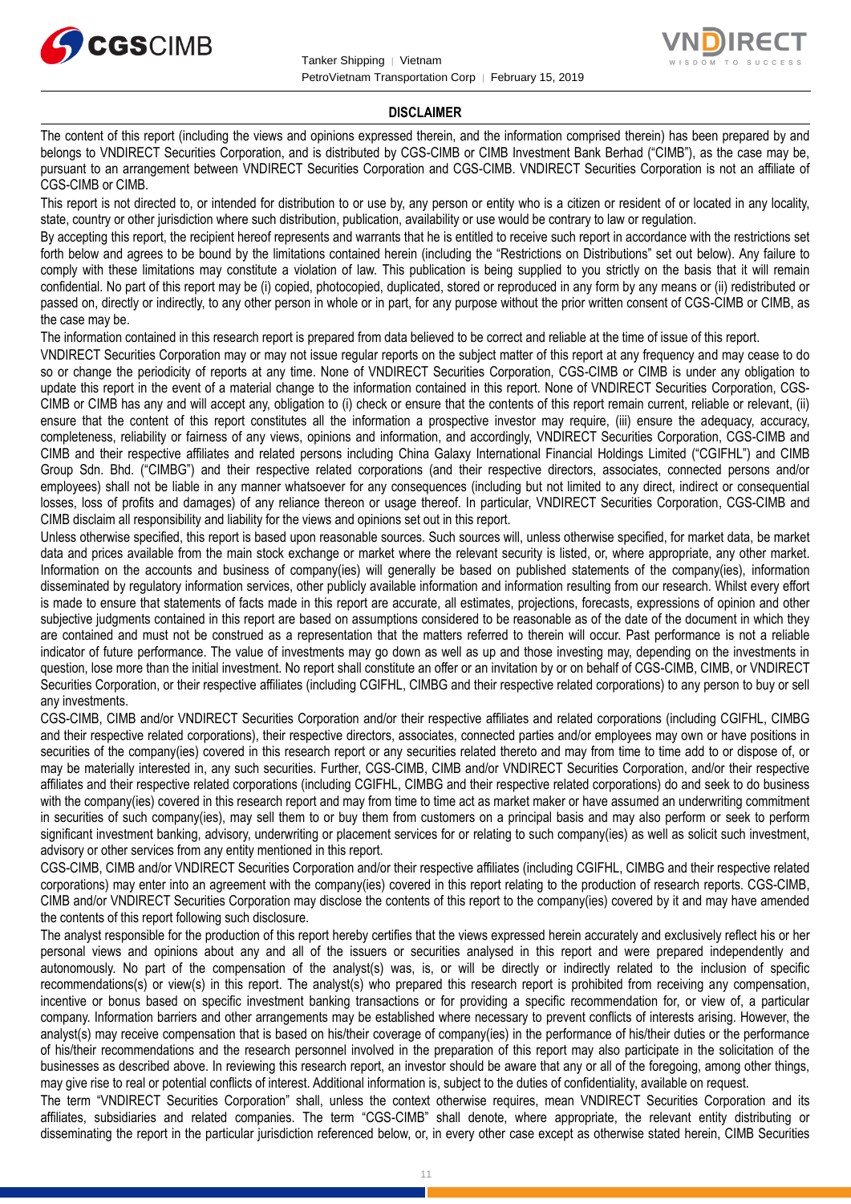## DISCLAIMER

The content of this report (including the views and opinions expressed therein, and the information comprised therein) has been prepared by and belongs to VNDIRECT Securities Corporation, and is distributed by CGS-CIMB or CIMB Investment Bank Berhad ("CIMB"), as the case may be, pursuant to an arrangement between VNDIRECT Securities Corporation and CGS-CIMB. VNDIRECT Securities Corporation is not an affiliate of CGS-CIMB or CIMB.

This report is not directed to, or intended for distribution to or use by, any person or entity who is a citizen or resident of or located in any locality, state, country or other jurisdiction where such distribution, publication, availability or use would be contrary to law or regulation.

By accepting this report, the recipient hereof represents and warrants that he is entitled to receive such report in accordance with the restrictions set forth below and agrees to be bound by the limitations contained herein (including the "Restrictions on Distributions" set out below). Any failure to comply with these limitations may constitute a violation of law. This publication is being supplied to you strictly on the basis that it will remain confidential. No part of this report may be (i) copied, photocopied, duplicated, stored or reproduced in any form by any means or (ii) redistributed or passed on, directly or indirectly, to any other person in whole or in part, for any purpose without the prior written consent of CGS-CIMB or CIMB, as the case may be.

The information contained in this research report is prepared from data believed to be correct and reliable at the time of issue of this report.

VNDIRECT Securities Corporation may or may not issue regular reports on the subject matter of this report at any frequency and may cease to do so or change the periodicity of reports at any time. None of VNDIRECT Securities Corporation, CGS-CIMB or CIMB is under any obligation to update this report in the event of a material change to the information contained in this report. None of VNDIRECT Securities Corporation, CGS-CIMB or CIMB has any and will accept any, obligation to (i) check or ensure that the contents of this report remain current, reliable or relevant, (ii) ensure that the content of this report constitutes all the information a prospective investor may require, (iii) ensure the adequacy, accuracy, completeness, reliability or fairness of any views, opinions and information, and accordingly, VNDIRECT Securities Corporation, CGS-CIMB and CIMB and their respective affiliates and related persons including China Galaxy International Financial Holdings Limited ("CGIFHL") and CIMB Group Sdn. Bhd. ("CIMBG") and their respective related corporations (and their respective directors, associates, connected persons and/or employees) shall not be liable in any manner whatsoever for any consequences (including but not limited to any direct, indirect or consequential losses, loss of profits and damages) of any reliance thereon or usage thereof. In particular, VNDIRECT Securities Corporation, CGS-CIMB and CIMB disclaim all responsibility and liability for the views and opinions set out in this report.

Unless otherwise specified, this report is based upon reasonable sources. Such sources will, unless otherwise specified, for market data, be market data and prices available from the main stock exchange or market where the relevant security is listed, or, where appropriate, any other market. Information on the accounts and business of company(ies) will generally be based on published statements of the company(ies), information disseminated by regulatory information services, other publicly available information and information resulting from our research. Whilst every effort is made to ensure that statements of facts made in this report are accurate, all estimates, projections, forecasts, expressions of opinion and other subjective judgments contained in this report are based on assumptions considered to be reasonable as of the date of the document in which they are contained and must not be construed as a representation that the matters referred to therein will occur. Past performance is not a reliable indicator of future performance. The value of investments may go down as well as up and those investing may, depending on the investments in question, lose more than the initial investment. No report shall constitute an offer or an invitation by or on behalf of CGS-CIMB, CIMB, or VNDIRECT Securities Corporation, or their respective affiliates (including CGIFHL, CIMBG and their respective related corporations) to any person to buy or sell any investments.

CGS-CIMB, CIMB and/or VNDIRECT Securities Corporation and/or their respective affiliates and related corporations (including CGIFHL, CIMBG and their respective related corporations), their respective directors, associates, connected parties and/or employees may own or have positions in securities of the company(ies) covered in this research report or any securities related thereto and may from time to time add to or dispose of, or may be materially interested in, any such securities. Further, CGS-CIMB, CIMB and/or VNDIRECT Securities Corporation, and/or their respective affiliates and their respective related corporations (including CGIFHL, CIMBG and their respective related corporations) do and seek to do business with the company(ies) covered in this research report and may from time to time act as market maker or have assumed an underwriting commitment in securities of such company(ies), may sell them to or buy them from customers on a principal basis and may also perform or seek to perform significant investment banking, advisory, underwriting or placement services for or relating to such company(ies) as well as solicit such investment, advisory or other services from any entity mentioned in this report.

CGS-CIMB, CIMB and/or VNDIRECT Securities Corporation and/or their respective affiliates (including CGIFHL, CIMBG and their respective related corporations) may enter into an agreement with the company(ies) covered in this report relating to the production of research reports. CGS-CIMB, CIMB and/or VNDIRECT Securities Corporation may disclose the contents of this report to the company(ies) covered by it and may have amended the contents of this report following such disclosure.

The analyst responsible for the production of this report hereby certifies that the views expressed herein accurately and exclusively reflect his or her personal views and opinions about any and all of the issuers or securities analysed in this report and were prepared independently and autonomously. No part of the compensation of the analyst(s) was, is, or will be directly or indirectly related to the inclusion of specific recommendations(s) or view(s) in this report. The analyst(s) who prepared this research report is prohibited from receiving any compensation, incentive or bonus based on specific investment banking transactions or for providing a specific recommendation for, or view of, a particular company. Information barriers and other arrangements may be established where necessary to prevent conflicts of interests arising. However, the analyst(s) may receive compensation that is based on his/their coverage of company(ies) in the performance of his/their duties or the performance of his/their recommendations and the research personnel involved in the preparation of this report may also participate in the solicitation of the businesses as described above. In reviewing this research report, an investor should be aware that any or all of the foregoing, among other things, may give rise to real or potential conflicts of interest. Additional information is, subject to the duties of confidentiality, available on request.

The term "VNDIRECT Securities Corporation" shall, unless the context otherwise requires, mean VNDIRECT Securities Corporation and its affiliates, subsidiaries and related companies. The term "CGS-CIMB" shall denote, where appropriate, the relevant entity distributing or disseminating the report in the particular jurisdiction referenced below, or, in every other case except as otherwise stated herein, CIMB Securities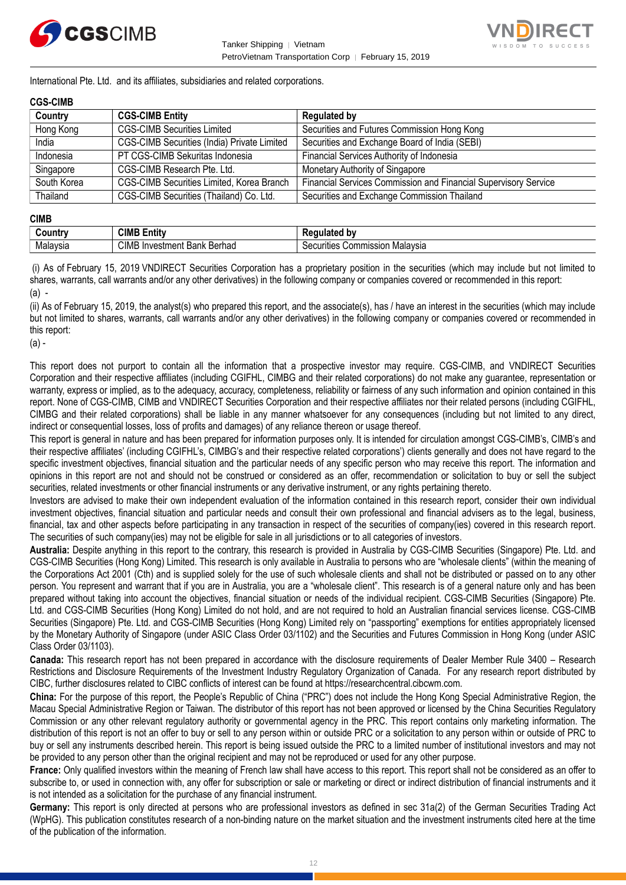International Pte. Ltd. and its affiliates, subsidiaries and related corporations.

**CGS-CIMB**

| Country | CGS-CIMB Entity | Regulated by |
|---|---|---|
| Hong Kong | CGS-CIMB Securities Limited | Securities and Futures Commission Hong Kong |
| India | CGS-CIMB Securities (India) Private Limited | Securities and Exchange Board of India (SEBI) |
| Indonesia | PT CGS-CIMB Sekuritas Indonesia | Financial Services Authority of Indonesia |
| Singapore | CGS-CIMB Research Pte. Ltd. | Monetary Authority of Singapore |
| South Korea | CGS-CIMB Securities Limited, Korea Branch | Financial Services Commission and Financial Supervisory Service |
| Thailand | CGS-CIMB Securities (Thailand) Co. Ltd. | Securities and Exchange Commission Thailand |

**CIMB**

| Country | CIMB Entity | Regulated by |
|---|---|---|
| Malaysia | CIMB Investment Bank Berhad | Securities Commission Malaysia |

(i) As of February 15, 2019 VNDIRECT Securities Corporation has a proprietary position in the securities (which may include but not limited to shares, warrants, call warrants and/or any other derivatives) in the following company or companies covered or recommended in this report:

(a) -

(ii) As of February 15, 2019, the analyst(s) who prepared this report, and the associate(s), has / have an interest in the securities (which may include but not limited to shares, warrants, call warrants and/or any other derivatives) in the following company or companies covered or recommended in this report:

(a) -

This report does not purport to contain all the information that a prospective investor may require. CGS-CIMB, and VNDIRECT Securities Corporation and their respective affiliates (including CGIFHL, CIMBG and their related corporations) do not make any guarantee, representation or warranty, express or implied, as to the adequacy, accuracy, completeness, reliability or fairness of any such information and opinion contained in this report. None of CGS-CIMB, CIMB and VNDIRECT Securities Corporation and their respective affiliates nor their related persons (including CGIFHL, CIMBG and their related corporations) shall be liable in any manner whatsoever for any consequences (including but not limited to any direct, indirect or consequential losses, loss of profits and damages) of any reliance thereon or usage thereof.

This report is general in nature and has been prepared for information purposes only. It is intended for circulation amongst CGS-CIMB's, CIMB's and their respective affiliates' (including CGIFHL's, CIMBG's and their respective related corporations') clients generally and does not have regard to the specific investment objectives, financial situation and the particular needs of any specific person who may receive this report. The information and opinions in this report are not and should not be construed or considered as an offer, recommendation or solicitation to buy or sell the subject securities, related investments or other financial instruments or any derivative instrument, or any rights pertaining thereto.

Investors are advised to make their own independent evaluation of the information contained in this research report, consider their own individual investment objectives, financial situation and particular needs and consult their own professional and financial advisers as to the legal, business, financial, tax and other aspects before participating in any transaction in respect of the securities of company(ies) covered in this research report. The securities of such company(ies) may not be eligible for sale in all jurisdictions or to all categories of investors.

**Australia:** Despite anything in this report to the contrary, this research is provided in Australia by CGS-CIMB Securities (Singapore) Pte. Ltd. and CGS-CIMB Securities (Hong Kong) Limited. This research is only available in Australia to persons who are "wholesale clients" (within the meaning of the Corporations Act 2001 (Cth) and is supplied solely for the use of such wholesale clients and shall not be distributed or passed on to any other person. You represent and warrant that if you are in Australia, you are a "wholesale client". This research is of a general nature only and has been prepared without taking into account the objectives, financial situation or needs of the individual recipient. CGS-CIMB Securities (Singapore) Pte. Ltd. and CGS-CIMB Securities (Hong Kong) Limited do not hold, and are not required to hold an Australian financial services license. CGS-CIMB Securities (Singapore) Pte. Ltd. and CGS-CIMB Securities (Hong Kong) Limited rely on "passporting" exemptions for entities appropriately licensed by the Monetary Authority of Singapore (under ASIC Class Order 03/1102) and the Securities and Futures Commission in Hong Kong (under ASIC Class Order 03/1103).

**Canada:** This research report has not been prepared in accordance with the disclosure requirements of Dealer Member Rule 3400 – Research Restrictions and Disclosure Requirements of the Investment Industry Regulatory Organization of Canada. For any research report distributed by CIBC, further disclosures related to CIBC conflicts of interest can be found at https://researchcentral.cibcwm.com.

**China:** For the purpose of this report, the People's Republic of China ("PRC") does not include the Hong Kong Special Administrative Region, the Macau Special Administrative Region or Taiwan. The distributor of this report has not been approved or licensed by the China Securities Regulatory Commission or any other relevant regulatory authority or governmental agency in the PRC. This report contains only marketing information. The distribution of this report is not an offer to buy or sell to any person within or outside PRC or a solicitation to any person within or outside of PRC to buy or sell any instruments described herein. This report is being issued outside the PRC to a limited number of institutional investors and may not be provided to any person other than the original recipient and may not be reproduced or used for any other purpose.

**France:** Only qualified investors within the meaning of French law shall have access to this report. This report shall not be considered as an offer to subscribe to, or used in connection with, any offer for subscription or sale or marketing or direct or indirect distribution of financial instruments and it is not intended as a solicitation for the purchase of any financial instrument.

**Germany:** This report is only directed at persons who are professional investors as defined in sec 31a(2) of the German Securities Trading Act (WpHG). This publication constitutes research of a non-binding nature on the market situation and the investment instruments cited here at the time of the publication of the information.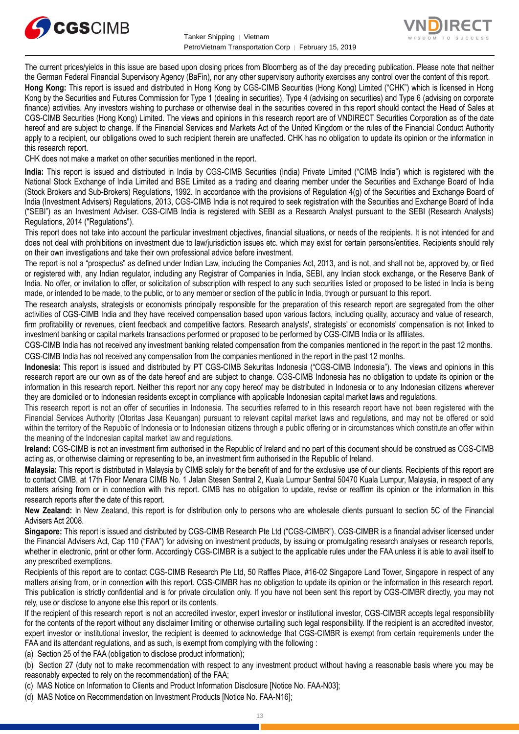The current prices/yields in this issue are based upon closing prices from Bloomberg as of the day preceding publication. Please note that neither the German Federal Financial Supervisory Agency (BaFin), nor any other supervisory authority exercises any control over the content of this report.

**Hong Kong:** This report is issued and distributed in Hong Kong by CGS-CIMB Securities (Hong Kong) Limited ("CHK") which is licensed in Hong Kong by the Securities and Futures Commission for Type 1 (dealing in securities), Type 4 (advising on securities) and Type 6 (advising on corporate finance) activities. Any investors wishing to purchase or otherwise deal in the securities covered in this report should contact the Head of Sales at CGS-CIMB Securities (Hong Kong) Limited. The views and opinions in this research report are of VNDIRECT Securities Corporation as of the date hereof and are subject to change. If the Financial Services and Markets Act of the United Kingdom or the rules of the Financial Conduct Authority apply to a recipient, our obligations owed to such recipient therein are unaffected. CHK has no obligation to update its opinion or the information in this research report.

CHK does not make a market on other securities mentioned in the report.

**India:** This report is issued and distributed in India by CGS-CIMB Securities (India) Private Limited ("CIMB India") which is registered with the National Stock Exchange of India Limited and BSE Limited as a trading and clearing member under the Securities and Exchange Board of India (Stock Brokers and Sub-Brokers) Regulations, 1992. In accordance with the provisions of Regulation 4(g) of the Securities and Exchange Board of India (Investment Advisers) Regulations, 2013, CGS-CIMB India is not required to seek registration with the Securities and Exchange Board of India ("SEBI") as an Investment Adviser. CGS-CIMB India is registered with SEBI as a Research Analyst pursuant to the SEBI (Research Analysts) Regulations, 2014 ("Regulations").

This report does not take into account the particular investment objectives, financial situations, or needs of the recipients. It is not intended for and does not deal with prohibitions on investment due to law/jurisdiction issues etc. which may exist for certain persons/entities. Recipients should rely on their own investigations and take their own professional advice before investment.

The report is not a "prospectus" as defined under Indian Law, including the Companies Act, 2013, and is not, and shall not be, approved by, or filed or registered with, any Indian regulator, including any Registrar of Companies in India, SEBI, any Indian stock exchange, or the Reserve Bank of India. No offer, or invitation to offer, or solicitation of subscription with respect to any such securities listed or proposed to be listed in India is being made, or intended to be made, to the public, or to any member or section of the public in India, through or pursuant to this report.

The research analysts, strategists or economists principally responsible for the preparation of this research report are segregated from the other activities of CGS-CIMB India and they have received compensation based upon various factors, including quality, accuracy and value of research, firm profitability or revenues, client feedback and competitive factors. Research analysts', strategists' or economists' compensation is not linked to investment banking or capital markets transactions performed or proposed to be performed by CGS-CIMB India or its affiliates.

CGS-CIMB India has not received any investment banking related compensation from the companies mentioned in the report in the past 12 months.

CGS-CIMB India has not received any compensation from the companies mentioned in the report in the past 12 months.

**Indonesia:** This report is issued and distributed by PT CGS-CIMB Sekuritas Indonesia ("CGS-CIMB Indonesia"). The views and opinions in this research report are our own as of the date hereof and are subject to change. CGS-CIMB Indonesia has no obligation to update its opinion or the information in this research report. Neither this report nor any copy hereof may be distributed in Indonesia or to any Indonesian citizens wherever they are domiciled or to Indonesian residents except in compliance with applicable Indonesian capital market laws and regulations.

This research report is not an offer of securities in Indonesia. The securities referred to in this research report have not been registered with the Financial Services Authority (Otoritas Jasa Keuangan) pursuant to relevant capital market laws and regulations, and may not be offered or sold within the territory of the Republic of Indonesia or to Indonesian citizens through a public offering or in circumstances which constitute an offer within the meaning of the Indonesian capital market law and regulations.

**Ireland:** CGS-CIMB is not an investment firm authorised in the Republic of Ireland and no part of this document should be construed as CGS-CIMB acting as, or otherwise claiming or representing to be, an investment firm authorised in the Republic of Ireland.

**Malaysia:** This report is distributed in Malaysia by CIMB solely for the benefit of and for the exclusive use of our clients. Recipients of this report are to contact CIMB, at 17th Floor Menara CIMB No. 1 Jalan Stesen Sentral 2, Kuala Lumpur Sentral 50470 Kuala Lumpur, Malaysia, in respect of any matters arising from or in connection with this report. CIMB has no obligation to update, revise or reaffirm its opinion or the information in this research reports after the date of this report.

**New Zealand:** In New Zealand, this report is for distribution only to persons who are wholesale clients pursuant to section 5C of the Financial Advisers Act 2008.

**Singapore:** This report is issued and distributed by CGS-CIMB Research Pte Ltd ("CGS-CIMBR"). CGS-CIMBR is a financial adviser licensed under the Financial Advisers Act, Cap 110 ("FAA") for advising on investment products, by issuing or promulgating research analyses or research reports, whether in electronic, print or other form. Accordingly CGS-CIMBR is a subject to the applicable rules under the FAA unless it is able to avail itself to any prescribed exemptions.

Recipients of this report are to contact CGS-CIMB Research Pte Ltd, 50 Raffles Place, #16-02 Singapore Land Tower, Singapore in respect of any matters arising from, or in connection with this report. CGS-CIMBR has no obligation to update its opinion or the information in this research report. This publication is strictly confidential and is for private circulation only. If you have not been sent this report by CGS-CIMBR directly, you may not rely, use or disclose to anyone else this report or its contents.

If the recipient of this research report is not an accredited investor, expert investor or institutional investor, CGS-CIMBR accepts legal responsibility for the contents of the report without any disclaimer limiting or otherwise curtailing such legal responsibility. If the recipient is an accredited investor, expert investor or institutional investor, the recipient is deemed to acknowledge that CGS-CIMBR is exempt from certain requirements under the FAA and its attendant regulations, and as such, is exempt from complying with the following :

(a) Section 25 of the FAA (obligation to disclose product information);

(b) Section 27 (duty not to make recommendation with respect to any investment product without having a reasonable basis where you may be reasonably expected to rely on the recommendation) of the FAA;

(c) MAS Notice on Information to Clients and Product Information Disclosure [Notice No. FAA-N03];

(d) MAS Notice on Recommendation on Investment Products [Notice No. FAA-N16];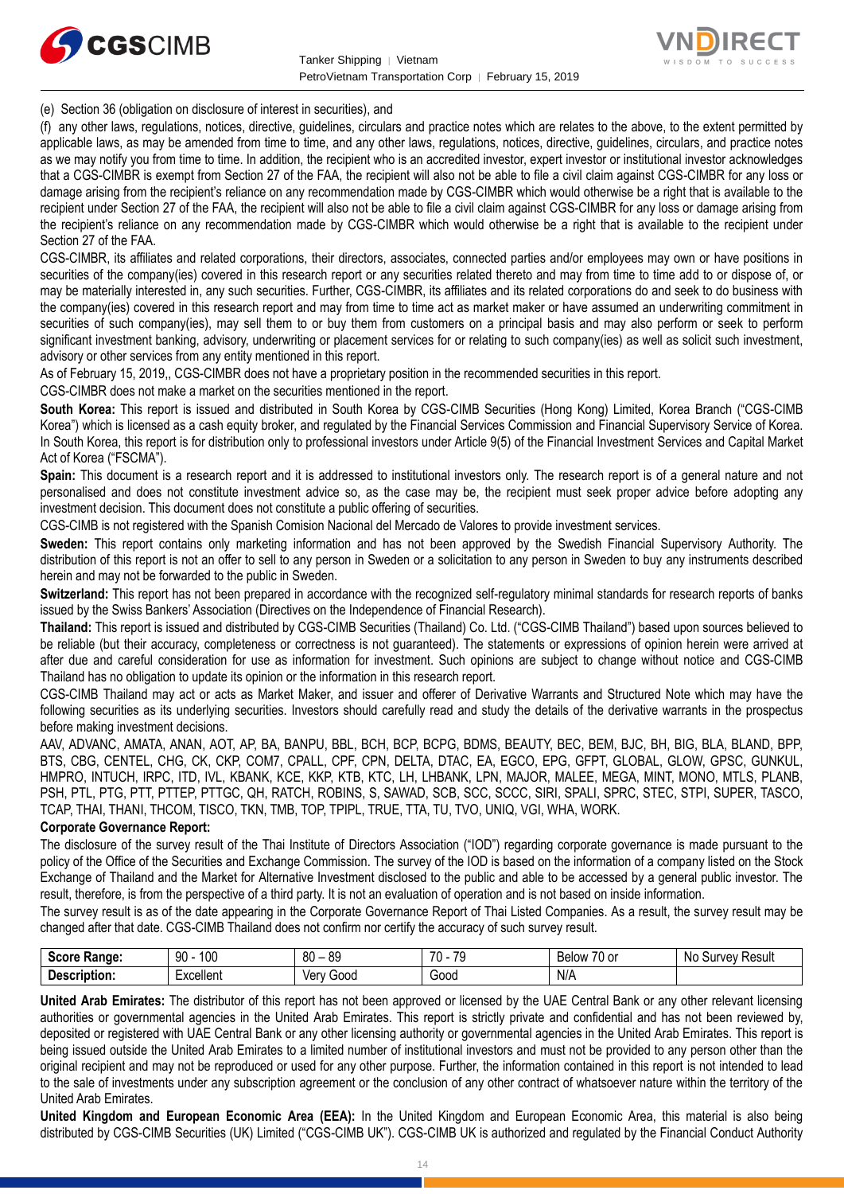(e) Section 36 (obligation on disclosure of interest in securities), and

(f) any other laws, regulations, notices, directive, guidelines, circulars and practice notes which are relates to the above, to the extent permitted by applicable laws, as may be amended from time to time, and any other laws, regulations, notices, directive, guidelines, circulars, and practice notes as we may notify you from time to time. In addition, the recipient who is an accredited investor, expert investor or institutional investor acknowledges that a CGS-CIMBR is exempt from Section 27 of the FAA, the recipient will also not be able to file a civil claim against CGS-CIMBR for any loss or damage arising from the recipient's reliance on any recommendation made by CGS-CIMBR which would otherwise be a right that is available to the recipient under Section 27 of the FAA, the recipient will also not be able to file a civil claim against CGS-CIMBR for any loss or damage arising from the recipient's reliance on any recommendation made by CGS-CIMBR which would otherwise be a right that is available to the recipient under Section 27 of the FAA.

CGS-CIMBR, its affiliates and related corporations, their directors, associates, connected parties and/or employees may own or have positions in securities of the company(ies) covered in this research report or any securities related thereto and may from time to time add to or dispose of, or may be materially interested in, any such securities. Further, CGS-CIMBR, its affiliates and its related corporations do and seek to do business with the company(ies) covered in this research report and may from time to time act as market maker or have assumed an underwriting commitment in securities of such company(ies), may sell them to or buy them from customers on a principal basis and may also perform or seek to perform significant investment banking, advisory, underwriting or placement services for or relating to such company(ies) as well as solicit such investment, advisory or other services from any entity mentioned in this report.

As of February 15, 2019,, CGS-CIMBR does not have a proprietary position in the recommended securities in this report.

CGS-CIMBR does not make a market on the securities mentioned in the report.

**South Korea:** This report is issued and distributed in South Korea by CGS-CIMB Securities (Hong Kong) Limited, Korea Branch ("CGS-CIMB Korea") which is licensed as a cash equity broker, and regulated by the Financial Services Commission and Financial Supervisory Service of Korea. In South Korea, this report is for distribution only to professional investors under Article 9(5) of the Financial Investment Services and Capital Market Act of Korea ("FSCMA").

**Spain:** This document is a research report and it is addressed to institutional investors only. The research report is of a general nature and not personalised and does not constitute investment advice so, as the case may be, the recipient must seek proper advice before adopting any investment decision. This document does not constitute a public offering of securities.

CGS-CIMB is not registered with the Spanish Comision Nacional del Mercado de Valores to provide investment services.

**Sweden:** This report contains only marketing information and has not been approved by the Swedish Financial Supervisory Authority. The distribution of this report is not an offer to sell to any person in Sweden or a solicitation to any person in Sweden to buy any instruments described herein and may not be forwarded to the public in Sweden.

**Switzerland:** This report has not been prepared in accordance with the recognized self-regulatory minimal standards for research reports of banks issued by the Swiss Bankers' Association (Directives on the Independence of Financial Research).

**Thailand:** This report is issued and distributed by CGS-CIMB Securities (Thailand) Co. Ltd. ("CGS-CIMB Thailand") based upon sources believed to be reliable (but their accuracy, completeness or correctness is not guaranteed). The statements or expressions of opinion herein were arrived at after due and careful consideration for use as information for investment. Such opinions are subject to change without notice and CGS-CIMB Thailand has no obligation to update its opinion or the information in this research report.

CGS-CIMB Thailand may act or acts as Market Maker, and issuer and offerer of Derivative Warrants and Structured Note which may have the following securities as its underlying securities. Investors should carefully read and study the details of the derivative warrants in the prospectus before making investment decisions.

AAV, ADVANC, AMATA, ANAN, AOT, AP, BA, BANPU, BBL, BCH, BCP, BCPG, BDMS, BEAUTY, BEC, BEM, BJC, BH, BIG, BLA, BLAND, BPP, BTS, CBG, CENTEL, CHG, CK, CKP, COM7, CPALL, CPF, CPN, DELTA, DTAC, EA, EGCO, EPG, GFPT, GLOBAL, GLOW, GPSC, GUNKUL, HMPRO, INTUCH, IRPC, ITD, IVL, KBANK, KCE, KKP, KTB, KTC, LH, LHBANK, LPN, MAJOR, MALEE, MEGA, MINT, MONO, MTLS, PLANB, PSH, PTL, PTG, PTT, PTTEP, PTTGC, QH, RATCH, ROBINS, S, SAWAD, SCB, SCC, SCCC, SIRI, SPALI, SPRC, STEC, STPI, SUPER, TASCO, TCAP, THAI, THANI, THCOM, TISCO, TKN, TMB, TOP, TPIPL, TRUE, TTA, TU, TVO, UNIQ, VGI, WHA, WORK.

**Corporate Governance Report:**

The disclosure of the survey result of the Thai Institute of Directors Association ("IOD") regarding corporate governance is made pursuant to the policy of the Office of the Securities and Exchange Commission. The survey of the IOD is based on the information of a company listed on the Stock Exchange of Thailand and the Market for Alternative Investment disclosed to the public and able to be accessed by a general public investor. The result, therefore, is from the perspective of a third party. It is not an evaluation of operation and is not based on inside information.

The survey result is as of the date appearing in the Corporate Governance Report of Thai Listed Companies. As a result, the survey result may be changed after that date. CGS-CIMB Thailand does not confirm nor certify the accuracy of such survey result.

| **Score Range:** | 90 - 100 | 80 – 89 | 70 - 79 | Below 70 or | No Survey Result |
|---|---|---|---|---|---|
| **Description:** | Excellent | Very Good | Good | N/A | |

**United Arab Emirates:** The distributor of this report has not been approved or licensed by the UAE Central Bank or any other relevant licensing authorities or governmental agencies in the United Arab Emirates. This report is strictly private and confidential and has not been reviewed by, deposited or registered with UAE Central Bank or any other licensing authority or governmental agencies in the United Arab Emirates. This report is being issued outside the United Arab Emirates to a limited number of institutional investors and must not be provided to any person other than the original recipient and may not be reproduced or used for any other purpose. Further, the information contained in this report is not intended to lead to the sale of investments under any subscription agreement or the conclusion of any other contract of whatsoever nature within the territory of the United Arab Emirates.

**United Kingdom and European Economic Area (EEA):** In the United Kingdom and European Economic Area, this material is also being distributed by CGS-CIMB Securities (UK) Limited ("CGS-CIMB UK"). CGS-CIMB UK is authorized and regulated by the Financial Conduct Authority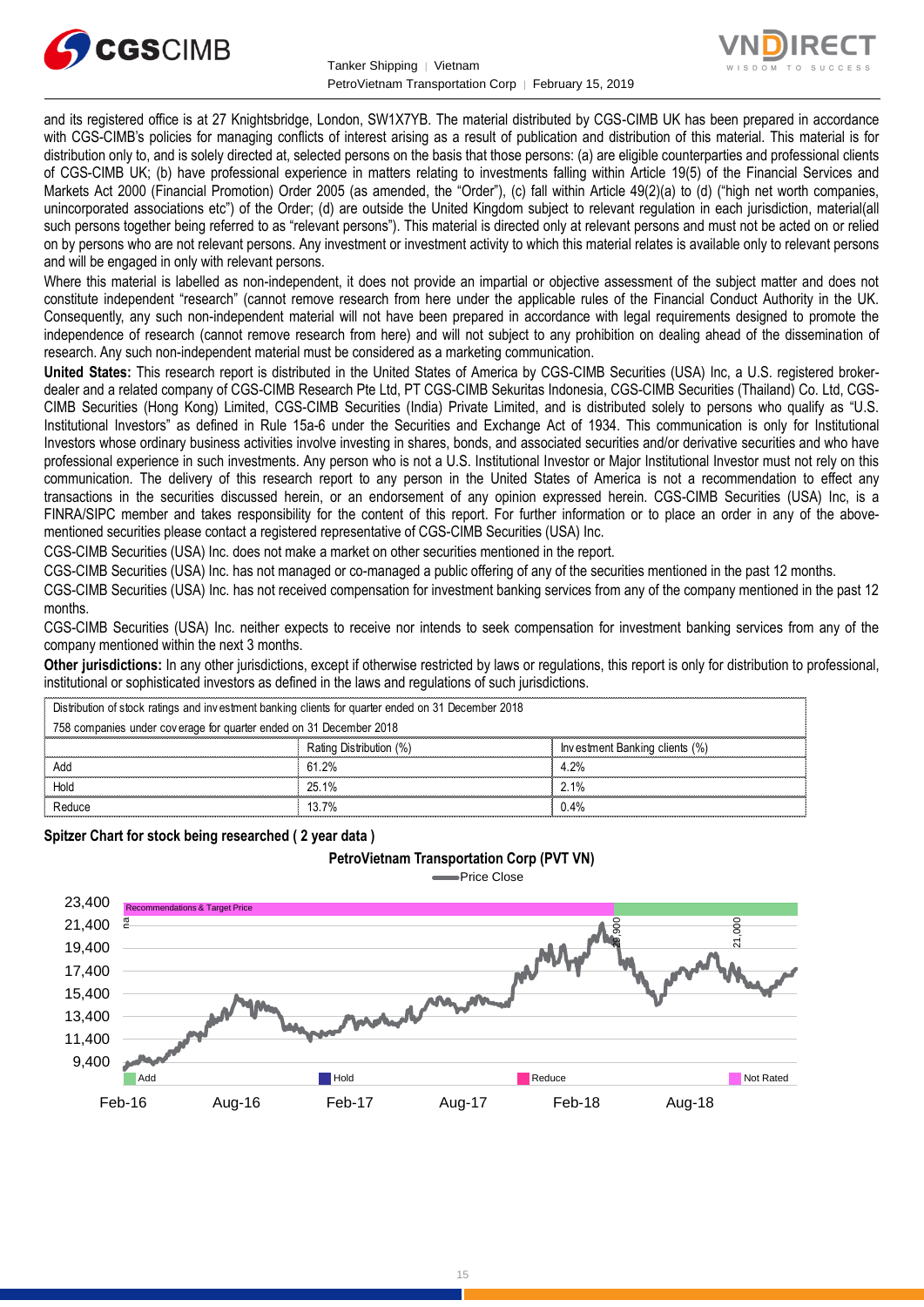and its registered office is at 27 Knightsbridge, London, SW1X7YB. The material distributed by CGS-CIMB UK has been prepared in accordance with CGS-CIMB's policies for managing conflicts of interest arising as a result of publication and distribution of this material. This material is for distribution only to, and is solely directed at, selected persons on the basis that those persons: (a) are eligible counterparties and professional clients of CGS-CIMB UK; (b) have professional experience in matters relating to investments falling within Article 19(5) of the Financial Services and Markets Act 2000 (Financial Promotion) Order 2005 (as amended, the "Order"), (c) fall within Article 49(2)(a) to (d) ("high net worth companies, unincorporated associations etc") of the Order; (d) are outside the United Kingdom subject to relevant regulation in each jurisdiction, material(all such persons together being referred to as "relevant persons"). This material is directed only at relevant persons and must not be acted on or relied on by persons who are not relevant persons. Any investment or investment activity to which this material relates is available only to relevant persons and will be engaged in only with relevant persons.

Where this material is labelled as non-independent, it does not provide an impartial or objective assessment of the subject matter and does not constitute independent "research" (cannot remove research from here under the applicable rules of the Financial Conduct Authority in the UK. Consequently, any such non-independent material will not have been prepared in accordance with legal requirements designed to promote the independence of research (cannot remove research from here) and will not subject to any prohibition on dealing ahead of the dissemination of research. Any such non-independent material must be considered as a marketing communication.

**United States:** This research report is distributed in the United States of America by CGS-CIMB Securities (USA) Inc, a U.S. registered broker-dealer and a related company of CGS-CIMB Research Pte Ltd, PT CGS-CIMB Sekuritas Indonesia, CGS-CIMB Securities (Thailand) Co. Ltd, CGS-CIMB Securities (Hong Kong) Limited, CGS-CIMB Securities (India) Private Limited, and is distributed solely to persons who qualify as "U.S. Institutional Investors" as defined in Rule 15a-6 under the Securities and Exchange Act of 1934. This communication is only for Institutional Investors whose ordinary business activities involve investing in shares, bonds, and associated securities and/or derivative securities and who have professional experience in such investments. Any person who is not a U.S. Institutional Investor or Major Institutional Investor must not rely on this communication. The delivery of this research report to any person in the United States of America is not a recommendation to effect any transactions in the securities discussed herein, or an endorsement of any opinion expressed herein. CGS-CIMB Securities (USA) Inc, is a FINRA/SIPC member and takes responsibility for the content of this report. For further information or to place an order in any of the above-mentioned securities please contact a registered representative of CGS-CIMB Securities (USA) Inc.

CGS-CIMB Securities (USA) Inc. does not make a market on other securities mentioned in the report.

CGS-CIMB Securities (USA) Inc. has not managed or co-managed a public offering of any of the securities mentioned in the past 12 months.

CGS-CIMB Securities (USA) Inc. has not received compensation for investment banking services from any of the company mentioned in the past 12 months.

CGS-CIMB Securities (USA) Inc. neither expects to receive nor intends to seek compensation for investment banking services from any of the company mentioned within the next 3 months.

**Other jurisdictions:** In any other jurisdictions, except if otherwise restricted by laws or regulations, this report is only for distribution to professional, institutional or sophisticated investors as defined in the laws and regulations of such jurisdictions.

| Distribution of stock ratings and investment banking clients for quarter ended on 31 December 2018 | | |
|---|---|---|
| 758 companies under coverage for quarter ended on 31 December 2018 | | |
| | Rating Distribution (%) | Investment Banking clients (%) |
| Add | 61.2% | 4.2% |
| Hold | 25.1% | 2.1% |
| Reduce | 13.7% | 0.4% |

**Spitzer Chart for stock being researched ( 2 year data )**

**PetroVietnam Transportation Corp (PVT VN)**

Price Close

Recommendations & Target Price: na; 23,900; 21,000

Legend: Add, Hold, Reduce, Not Rated

Y-axis: 9,400; 11,400; 13,400; 15,400; 17,400; 19,400; 21,400; 23,400

X-axis: Feb-16; Aug-16; Feb-17; Aug-17; Feb-18; Aug-18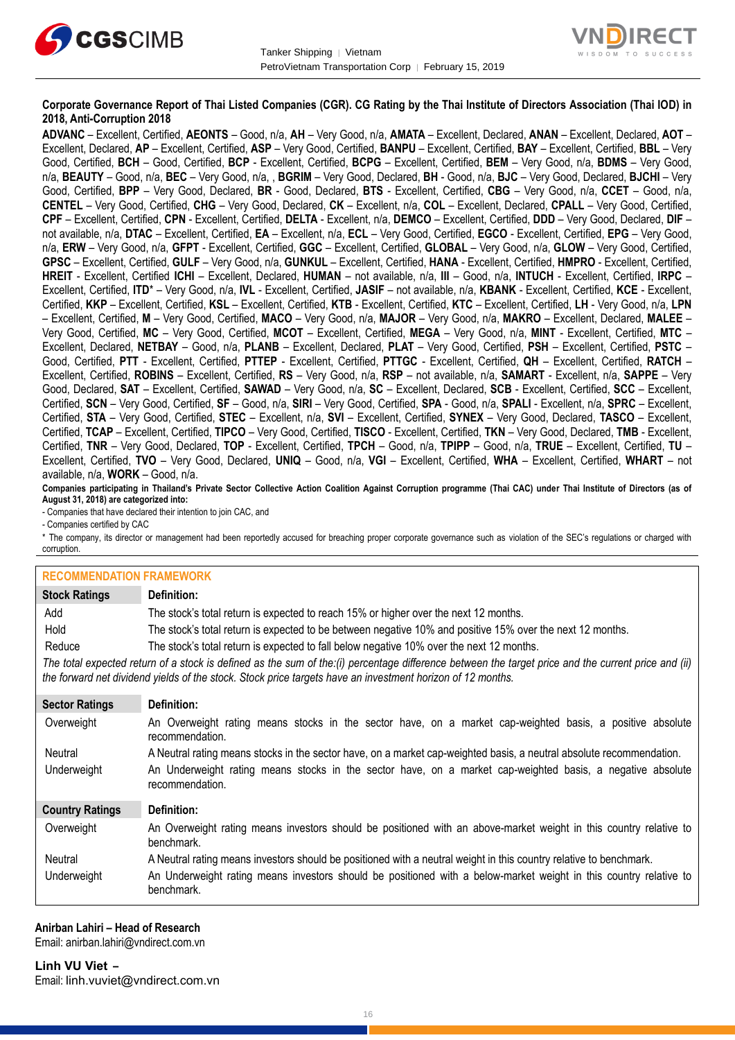**Corporate Governance Report of Thai Listed Companies (CGR). CG Rating by the Thai Institute of Directors Association (Thai IOD) in 2018, Anti-Corruption 2018**

**ADVANC** – Excellent, Certified, **AEONTS** – Good, n/a, **AH** – Very Good, n/a, **AMATA** – Excellent, Declared, **ANAN** – Excellent, Declared, **AOT** – Excellent, Declared, **AP** – Excellent, Certified, **ASP** – Very Good, Certified, **BANPU** – Excellent, Certified, **BAY** – Excellent, Certified, **BBL** – Very Good, Certified, **BCH** – Good, Certified, **BCP** - Excellent, Certified, **BCPG** – Excellent, Certified, **BEM** – Very Good, n/a, **BDMS** – Very Good, n/a, **BEAUTY** – Good, n/a, **BEC** – Very Good, n/a, , **BGRIM** – Very Good, Declared, **BH** - Good, n/a, **BJC** – Very Good, Declared, **BJCHI** – Very Good, Certified, **BPP** – Very Good, Declared, **BR** - Good, Declared, **BTS** - Excellent, Certified, **CBG** – Very Good, n/a, **CCET** – Good, n/a, **CENTEL** – Very Good, Certified, **CHG** – Very Good, Declared, **CK** – Excellent, n/a, **COL** – Excellent, Declared, **CPALL** – Very Good, Certified, **CPF** – Excellent, Certified, **CPN** - Excellent, Certified, **DELTA** - Excellent, n/a, **DEMCO** – Excellent, Certified, **DDD** – Very Good, Declared, **DIF** – not available, n/a, **DTAC** – Excellent, Certified, **EA** – Excellent, n/a, **ECL** – Very Good, Certified, **EGCO** - Excellent, Certified, **EPG** – Very Good, n/a, **ERW** – Very Good, n/a, **GFPT** - Excellent, Certified, **GGC** – Excellent, Certified, **GLOBAL** – Very Good, n/a, **GLOW** – Very Good, Certified, **GPSC** – Excellent, Certified, **GULF** – Very Good, n/a, **GUNKUL** – Excellent, Certified, **HANA** - Excellent, Certified, **HMPRO** - Excellent, Certified, **HREIT** - Excellent, Certified **ICHI** – Excellent, Declared, **HUMAN** – not available, n/a, **III** – Good, n/a, **INTUCH** - Excellent, Certified, **IRPC** – Excellent, Certified, **ITD*** – Very Good, n/a, **IVL** - Excellent, Certified, **JASIF** – not available, n/a, **KBANK** - Excellent, Certified, **KCE** - Excellent, Certified, **KKP** – Excellent, Certified, **KSL** – Excellent, Certified, **KTB** - Excellent, Certified, **KTC** – Excellent, Certified, **LH** - Very Good, n/a, **LPN** – Excellent, Certified, **M** – Very Good, Certified, **MACO** – Very Good, n/a, **MAJOR** – Very Good, n/a, **MAKRO** – Excellent, Declared, **MALEE** – Very Good, Certified, **MC** – Very Good, Certified, **MCOT** – Excellent, Certified, **MEGA** – Very Good, n/a, **MINT** - Excellent, Certified, **MTC** – Excellent, Declared, **NETBAY** – Good, n/a, **PLANB** – Excellent, Declared, **PLAT** – Very Good, Certified, **PSH** – Excellent, Certified, **PSTC** – Good, Certified, **PTT** - Excellent, Certified, **PTTEP** - Excellent, Certified, **PTTGC** - Excellent, Certified, **QH** – Excellent, Certified, **RATCH** – Excellent, Certified, **ROBINS** – Excellent, Certified, **RS** – Very Good, n/a, **RSP** – not available, n/a, **SAMART** - Excellent, n/a, **SAPPE** – Very Good, Declared, **SAT** – Excellent, Certified, **SAWAD** – Very Good, n/a, **SC** – Excellent, Declared, **SCB** - Excellent, Certified, **SCC** – Excellent, Certified, **SCN** – Very Good, Certified, **SF** – Good, n/a, **SIRI** – Very Good, Certified, **SPA** - Good, n/a, **SPALI** - Excellent, n/a, **SPRC** – Excellent, Certified, **STA** – Very Good, Certified, **STEC** – Excellent, n/a, **SVI** – Excellent, Certified, **SYNEX** – Very Good, Declared, **TASCO** – Excellent, Certified, **TCAP** – Excellent, Certified, **TIPCO** – Very Good, Certified, **TISCO** - Excellent, Certified, **TKN** – Very Good, Declared, **TMB** - Excellent, Certified, **TNR** – Very Good, Declared, **TOP** - Excellent, Certified, **TPCH** – Good, n/a, **TPIPP** – Good, n/a, **TRUE** – Excellent, Certified, **TU** – Excellent, Certified, **TVO** – Very Good, Declared, **UNIQ** – Good, n/a, **VGI** – Excellent, Certified, **WHA** – Excellent, Certified, **WHART** – not available, n/a, **WORK** – Good, n/a.

**Companies participating in Thailand's Private Sector Collective Action Coalition Against Corruption programme (Thai CAC) under Thai Institute of Directors (as of August 31, 2018) are categorized into:**

- Companies that have declared their intention to join CAC, and
- Companies certified by CAC

\* The company, its director or management had been reportedly accused for breaching proper corporate governance such as violation of the SEC's regulations or charged with corruption.

**RECOMMENDATION FRAMEWORK**

| Stock Ratings | Definition: |
|---|---|
| Add | The stock's total return is expected to reach 15% or higher over the next 12 months. |
| Hold | The stock's total return is expected to be between negative 10% and positive 15% over the next 12 months. |
| Reduce | The stock's total return is expected to fall below negative 10% over the next 12 months. |

*The total expected return of a stock is defined as the sum of the:(i) percentage difference between the target price and the current price and (ii) the forward net dividend yields of the stock. Stock price targets have an investment horizon of 12 months.*

| Sector Ratings | Definition: |
|---|---|
| Overweight | An Overweight rating means stocks in the sector have, on a market cap-weighted basis, a positive absolute recommendation. |
| Neutral | A Neutral rating means stocks in the sector have, on a market cap-weighted basis, a neutral absolute recommendation. |
| Underweight | An Underweight rating means stocks in the sector have, on a market cap-weighted basis, a negative absolute recommendation. |

| Country Ratings | Definition: |
|---|---|
| Overweight | An Overweight rating means investors should be positioned with an above-market weight in this country relative to benchmark. |
| Neutral | A Neutral rating means investors should be positioned with a neutral weight in this country relative to benchmark. |
| Underweight | An Underweight rating means investors should be positioned with a below-market weight in this country relative to benchmark. |

**Anirban Lahiri – Head of Research**
Email: anirban.lahiri@vndirect.com.vn

**Linh VU Viet –**
Email: linh.vuviet@vndirect.com.vn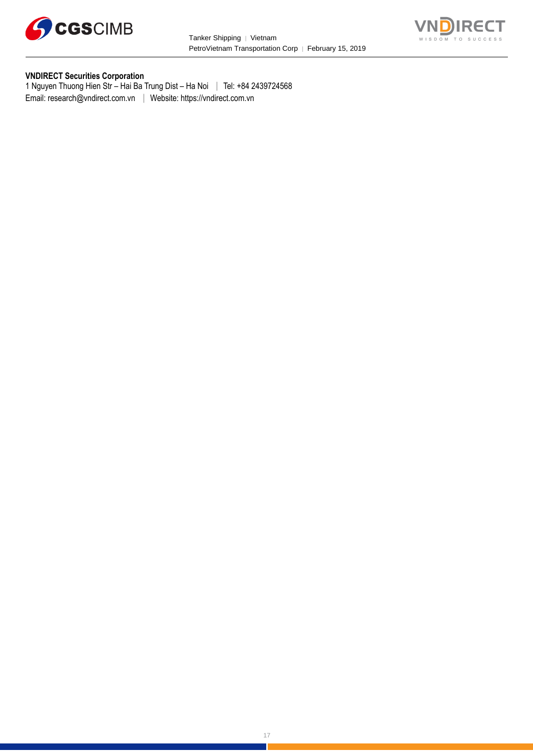**VNDIRECT Securities Corporation**

1 Nguyen Thuong Hien Str – Hai Ba Trung Dist – Ha Noi | Tel: +84 2439724568

Email: research@vndirect.com.vn | Website: https://vndirect.com.vn